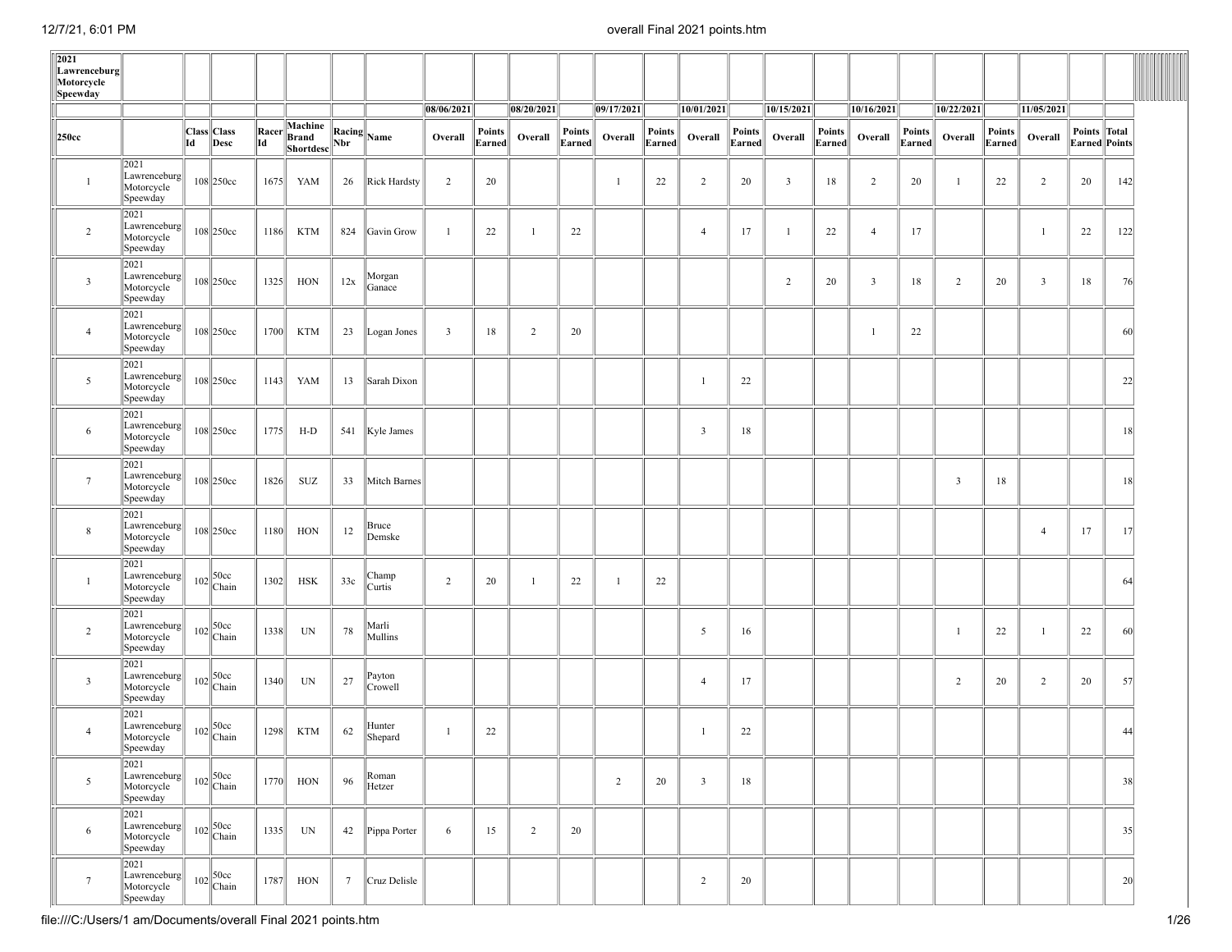| 2021 Lawrenceburg Motorcycle Speedway | | | | | | | | | | | | | | | | | | | | | | | | | |
|---|---|---|---|---|---|---|---|---|---|---|---|---|---|---|---|---|---|---|---|---|---|---|---|---|---|
| | | | | | | | | 08/06/2021 | | 08/20/2021 | | 09/17/2021 | | 10/01/2021 | | 10/15/2021 | | 10/16/2021 | | 10/22/2021 | | 11/05/2021 | | | |
| 250cc | | Class Id | Class Desc | Racer Id | Machine Brand Shortdesc | Racing Nbr | Name | Overall | Points Earned | Overall | Points Earned | Overall | Points Earned | Overall | Points Earned | Overall | Points Earned | Overall | Points Earned | Overall | Points Earned | Overall | Points Earned | Total Points | |
| 1 | 2021 Lawrenceburg Motorcycle Speedway | 108 | 250cc | 1675 | YAM | 26 | Rick Hardsty | 2 | 20 | | | 1 | 22 | 2 | 20 | 3 | 18 | 2 | 20 | 1 | 22 | 2 | 20 | 142 | |
| 2 | 2021 Lawrenceburg Motorcycle Speedway | 108 | 250cc | 1186 | KTM | 824 | Gavin Grow | 1 | 22 | 1 | 22 | | | 4 | 17 | 1 | 22 | 4 | 17 | | | 1 | 22 | 122 | |
| 3 | 2021 Lawrenceburg Motorcycle Speedway | 108 | 250cc | 1325 | HON | 12x | Morgan Ganace | | | | | | | | | 2 | 20 | 3 | 18 | 2 | 20 | 3 | 18 | 76 | |
| 4 | 2021 Lawrenceburg Motorcycle Speedway | 108 | 250cc | 1700 | KTM | 23 | Logan Jones | 3 | 18 | 2 | 20 | | | | | | | 1 | 22 | | | | | 60 | |
| 5 | 2021 Lawrenceburg Motorcycle Speedway | 108 | 250cc | 1143 | YAM | 13 | Sarah Dixon | | | | | | | 1 | 22 | | | | | | | | | 22 | |
| 6 | 2021 Lawrenceburg Motorcycle Speedway | 108 | 250cc | 1775 | H-D | 541 | Kyle James | | | | | | | 3 | 18 | | | | | | | | | 18 | |
| 7 | 2021 Lawrenceburg Motorcycle Speedway | 108 | 250cc | 1826 | SUZ | 33 | Mitch Barnes | | | | | | | | | | | | | 3 | 18 | | | 18 | |
| 8 | 2021 Lawrenceburg Motorcycle Speedway | 108 | 250cc | 1180 | HON | 12 | Bruce Demske | | | | | | | | | | | | | | | 4 | 17 | 17 | |
| 1 | 2021 Lawrenceburg Motorcycle Speedway | 102 | 50cc Chain | 1302 | HSK | 33c | Champ Curtis | 2 | 20 | 1 | 22 | 1 | 22 | | | | | | | | | | | 64 | |
| 2 | 2021 Lawrenceburg Motorcycle Speedway | 102 | 50cc Chain | 1338 | UN | 78 | Marli Mullins | | | | | | | 5 | 16 | | | | | 1 | 22 | 1 | 22 | 60 | |
| 3 | 2021 Lawrenceburg Motorcycle Speedway | 102 | 50cc Chain | 1340 | UN | 27 | Payton Crowell | | | | | | | 4 | 17 | | | | | 2 | 20 | 2 | 20 | 57 | |
| 4 | 2021 Lawrenceburg Motorcycle Speedway | 102 | 50cc Chain | 1298 | KTM | 62 | Hunter Shepard | 1 | 22 | | | | | 1 | 22 | | | | | | | | | 44 | |
| 5 | 2021 Lawrenceburg Motorcycle Speedway | 102 | 50cc Chain | 1770 | HON | 96 | Roman Hetzer | | | | | 2 | 20 | 3 | 18 | | | | | | | | | 38 | |
| 6 | 2021 Lawrenceburg Motorcycle Speedway | 102 | 50cc Chain | 1335 | UN | 42 | Pippa Porter | 6 | 15 | 2 | 20 | | | | | | | | | | | | | 35 | |
| 7 | 2021 Lawrenceburg Motorcycle Speedway | 102 | 50cc Chain | 1787 | HON | 7 | Cruz Delisle | | | | | | | 2 | 20 | | | | | | | | | 20 | |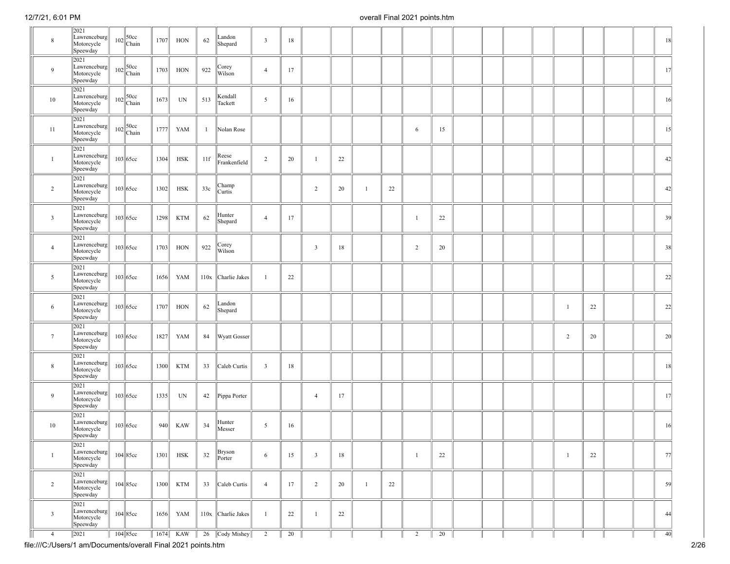| | | | | | | | | | | | | | | | | | | | | | | | | |
|---|---|---|---|---|---|---|---|---|---|---|---|---|---|---|---|---|---|---|---|---|---|---|---|---|
| 8 | 2021 Lawrenceburg Motorcycle Speewday | 102 | 50cc Chain | 1707 | HON | 62 | Landon Shepard | 3 | 18 | | | | | | | | | | | | | | | 18 |
| 9 | 2021 Lawrenceburg Motorcycle Speewday | 102 | 50cc Chain | 1703 | HON | 922 | Corey Wilson | 4 | 17 | | | | | | | | | | | | | | | 17 |
| 10 | 2021 Lawrenceburg Motorcycle Speewday | 102 | 50cc Chain | 1673 | UN | 513 | Kendall Tackett | 5 | 16 | | | | | | | | | | | | | | | 16 |
| 11 | 2021 Lawrenceburg Motorcycle Speewday | 102 | 50cc Chain | 1777 | YAM | 1 | Nolan Rose | | | | | | | 6 | 15 | | | | | | | | | 15 |
| 1 | 2021 Lawrenceburg Motorcycle Speewday | 103 | 65cc | 1304 | HSK | 11f | Reese Frankenfield | 2 | 20 | 1 | 22 | | | | | | | | | | | | | 42 |
| 2 | 2021 Lawrenceburg Motorcycle Speewday | 103 | 65cc | 1302 | HSK | 33c | Champ Curtis | | | 2 | 20 | 1 | 22 | | | | | | | | | | | 42 |
| 3 | 2021 Lawrenceburg Motorcycle Speewday | 103 | 65cc | 1298 | KTM | 62 | Hunter Shepard | 4 | 17 | | | | | 1 | 22 | | | | | | | | | 39 |
| 4 | 2021 Lawrenceburg Motorcycle Speewday | 103 | 65cc | 1703 | HON | 922 | Corey Wilson | | | 3 | 18 | | | 2 | 20 | | | | | | | | | 38 |
| 5 | 2021 Lawrenceburg Motorcycle Speewday | 103 | 65cc | 1656 | YAM | 110x | Charlie Jakes | 1 | 22 | | | | | | | | | | | | | | | 22 |
| 6 | 2021 Lawrenceburg Motorcycle Speewday | 103 | 65cc | 1707 | HON | 62 | Landon Shepard | | | | | | | | | | | | | 1 | 22 | | | 22 |
| 7 | 2021 Lawrenceburg Motorcycle Speewday | 103 | 65cc | 1827 | YAM | 84 | Wyatt Gosser | | | | | | | | | | | | | 2 | 20 | | | 20 |
| 8 | 2021 Lawrenceburg Motorcycle Speewday | 103 | 65cc | 1300 | KTM | 33 | Caleb Curtis | 3 | 18 | | | | | | | | | | | | | | | 18 |
| 9 | 2021 Lawrenceburg Motorcycle Speewday | 103 | 65cc | 1335 | UN | 42 | Pippa Porter | | | 4 | 17 | | | | | | | | | | | | | 17 |
| 10 | 2021 Lawrenceburg Motorcycle Speewday | 103 | 65cc | 940 | KAW | 34 | Hunter Messer | 5 | 16 | | | | | | | | | | | | | | | 16 |
| 1 | 2021 Lawrenceburg Motorcycle Speewday | 104 | 85cc | 1301 | HSK | 32 | Bryson Porter | 6 | 15 | 3 | 18 | | | 1 | 22 | | | | | 1 | 22 | | | 77 |
| 2 | 2021 Lawrenceburg Motorcycle Speewday | 104 | 85cc | 1300 | KTM | 33 | Caleb Curtis | 4 | 17 | 2 | 20 | 1 | 22 | | | | | | | | | | | 59 |
| 3 | 2021 Lawrenceburg Motorcycle Speewday | 104 | 85cc | 1656 | YAM | 110x | Charlie Jakes | 1 | 22 | 1 | 22 | | | | | | | | | | | | | 44 |
| 4 | 2021 | 104 | 85cc | 1674 | KAW | 26 | Cody Mishey | 2 | 20 | | | | | 2 | 20 | | | | | | | | | 40 |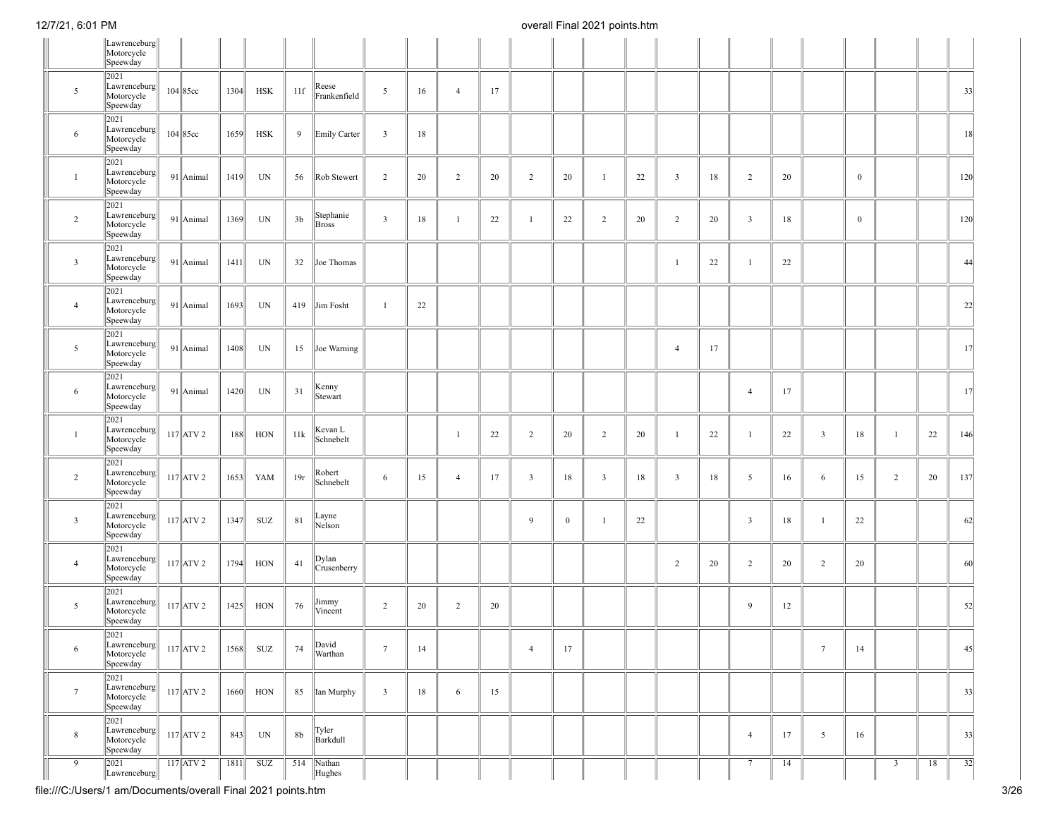| | | | | | | | | | | | | | | | | | | | | | | | |
|---|---|---|---|---|---|---|---|---|---|---|---|---|---|---|---|---|---|---|---|---|---|---|---|
| | Lawrenceburg Motorcycle Speeway | | | | | | | | | | | | | | | | | | | | | | |
| 5 | 2021 Lawrenceburg Motorcycle Speeway | 104 | 85cc | 1304 | HSK | 11f | Reese Frankenfield | 5 | 16 | 4 | 17 | | | | | | | | | | | | 33 |
| 6 | 2021 Lawrenceburg Motorcycle Speeway | 104 | 85cc | 1659 | HSK | 9 | Emily Carter | 3 | 18 | | | | | | | | | | | | | | 18 |
| 1 | 2021 Lawrenceburg Motorcycle Speeway | 91 | Animal | 1419 | UN | 56 | Rob Stewert | 2 | 20 | 2 | 20 | 2 | 20 | 1 | 22 | 3 | 18 | 2 | 20 | | 0 | | 120 |
| 2 | 2021 Lawrenceburg Motorcycle Speeway | 91 | Animal | 1369 | UN | 3b | Stephanie Bross | 3 | 18 | 1 | 22 | 1 | 22 | 2 | 20 | 2 | 20 | 3 | 18 | | 0 | | 120 |
| 3 | 2021 Lawrenceburg Motorcycle Speeway | 91 | Animal | 1411 | UN | 32 | Joe Thomas | | | | | | | | | 1 | 22 | 1 | 22 | | | | 44 |
| 4 | 2021 Lawrenceburg Motorcycle Speeway | 91 | Animal | 1693 | UN | 419 | Jim Fosht | 1 | 22 | | | | | | | | | | | | | | 22 |
| 5 | 2021 Lawrenceburg Motorcycle Speeway | 91 | Animal | 1408 | UN | 15 | Joe Warning | | | | | | | | | 4 | 17 | | | | | | 17 |
| 6 | 2021 Lawrenceburg Motorcycle Speeway | 91 | Animal | 1420 | UN | 31 | Kenny Stewart | | | | | | | | | | | 4 | 17 | | | | 17 |
| 1 | 2021 Lawrenceburg Motorcycle Speeway | 117 | ATV 2 | 188 | HON | 11k | Kevan L Schnebelt | | | 1 | 22 | 2 | 20 | 2 | 20 | 1 | 22 | 1 | 22 | 3 | 18 | 1 | 22 | 146 |
| 2 | 2021 Lawrenceburg Motorcycle Speeway | 117 | ATV 2 | 1653 | YAM | 19r | Robert Schnebelt | 6 | 15 | 4 | 17 | 3 | 18 | 3 | 18 | 3 | 18 | 5 | 16 | 6 | 15 | 2 | 20 | 137 |
| 3 | 2021 Lawrenceburg Motorcycle Speeway | 117 | ATV 2 | 1347 | SUZ | 81 | Layne Nelson | | | | | 9 | 0 | 1 | 22 | | | 3 | 18 | 1 | 22 | | | 62 |
| 4 | 2021 Lawrenceburg Motorcycle Speeway | 117 | ATV 2 | 1794 | HON | 41 | Dylan Crusenberry | | | | | | | | | 2 | 20 | 2 | 20 | 2 | 20 | | | 60 |
| 5 | 2021 Lawrenceburg Motorcycle Speeway | 117 | ATV 2 | 1425 | HON | 76 | Jimmy Vincent | 2 | 20 | 2 | 20 | | | | | | | 9 | 12 | | | | | 52 |
| 6 | 2021 Lawrenceburg Motorcycle Speeway | 117 | ATV 2 | 1568 | SUZ | 74 | David Warthan | 7 | 14 | | | 4 | 17 | | | | | | | 7 | 14 | | | 45 |
| 7 | 2021 Lawrenceburg Motorcycle Speeway | 117 | ATV 2 | 1660 | HON | 85 | Ian Murphy | 3 | 18 | 6 | 15 | | | | | | | | | | | | | 33 |
| 8 | 2021 Lawrenceburg Motorcycle Speeway | 117 | ATV 2 | 843 | UN | 8b | Tyler Barkdull | | | | | | | | | | | 4 | 17 | 5 | 16 | | | 33 |
| 9 | 2021 Lawrenceburg | 117 | ATV 2 | 1811 | SUZ | 514 | Nathan Hughes | | | | | | | | | | | 7 | 14 | | | 3 | 18 | 32 |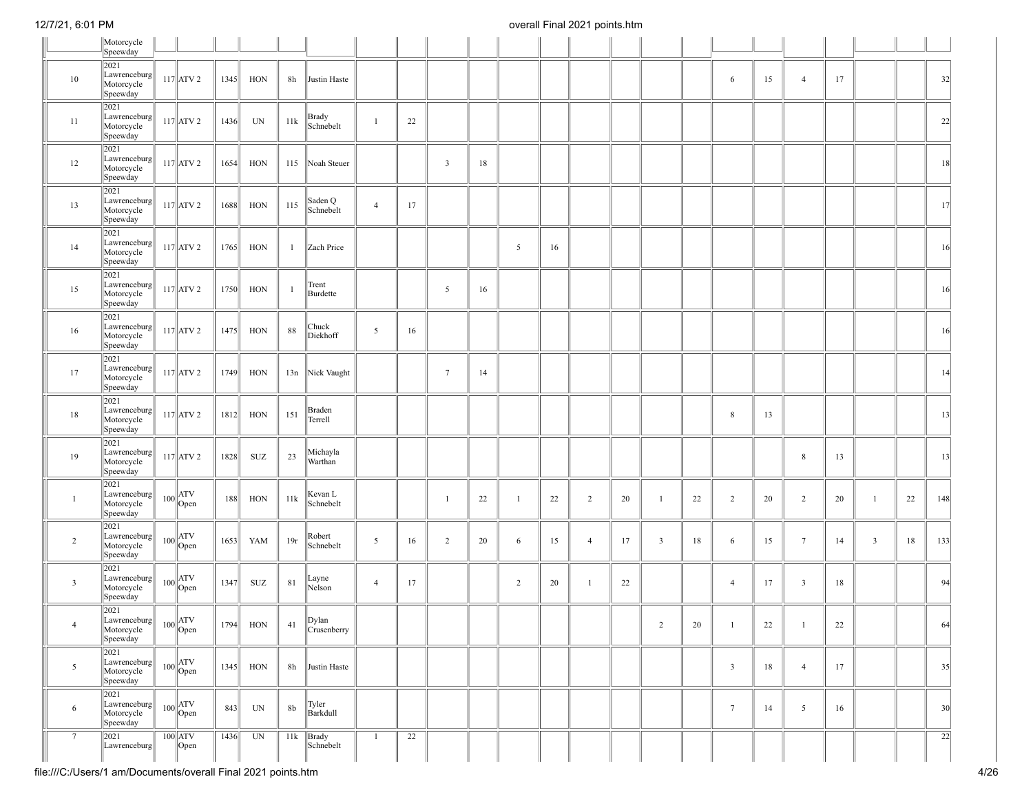| | | | | | | | | | | | | | | | | | | | | | | | | |
|---|---|---|---|---|---|---|---|---|---|---|---|---|---|---|---|---|---|---|---|---|---|---|---|---|
| | Motorcycle Speeway | | | | | | | | | | | | | | | | | | | | | | | |
| 10 | 2021 Lawrenceburg Motorcycle Speeway | 117 | ATV 2 | 1345 | HON | 8h | Justin Haste | | | | | | | | | | | 6 | 15 | 4 | 17 | | | 32 |
| 11 | 2021 Lawrenceburg Motorcycle Speeway | 117 | ATV 2 | 1436 | UN | 11k | Brady Schnebelt | 1 | 22 | | | | | | | | | | | | | | | 22 |
| 12 | 2021 Lawrenceburg Motorcycle Speeway | 117 | ATV 2 | 1654 | HON | 115 | Noah Steuer | | | 3 | 18 | | | | | | | | | | | | | 18 |
| 13 | 2021 Lawrenceburg Motorcycle Speeway | 117 | ATV 2 | 1688 | HON | 115 | Saden Q Schnebelt | 4 | 17 | | | | | | | | | | | | | | | 17 |
| 14 | 2021 Lawrenceburg Motorcycle Speeway | 117 | ATV 2 | 1765 | HON | 1 | Zach Price | | | | | 5 | 16 | | | | | | | | | | | 16 |
| 15 | 2021 Lawrenceburg Motorcycle Speeway | 117 | ATV 2 | 1750 | HON | 1 | Trent Burdette | | | 5 | 16 | | | | | | | | | | | | | 16 |
| 16 | 2021 Lawrenceburg Motorcycle Speeway | 117 | ATV 2 | 1475 | HON | 88 | Chuck Diekhoff | 5 | 16 | | | | | | | | | | | | | | | 16 |
| 17 | 2021 Lawrenceburg Motorcycle Speeway | 117 | ATV 2 | 1749 | HON | 13n | Nick Vaught | | | 7 | 14 | | | | | | | | | | | | | 14 |
| 18 | 2021 Lawrenceburg Motorcycle Speeway | 117 | ATV 2 | 1812 | HON | 151 | Braden Terrell | | | | | | | | | | | 8 | 13 | | | | | 13 |
| 19 | 2021 Lawrenceburg Motorcycle Speeway | 117 | ATV 2 | 1828 | SUZ | 23 | Michayla Warthan | | | | | | | | | | | | | 8 | 13 | | | 13 |
| 1 | 2021 Lawrenceburg Motorcycle Speeway | 100 | ATV Open | 188 | HON | 11k | Kevan L Schnebelt | | | 1 | 22 | 1 | 22 | 2 | 20 | 1 | 22 | 2 | 20 | 2 | 20 | 1 | 22 | 148 |
| 2 | 2021 Lawrenceburg Motorcycle Speeway | 100 | ATV Open | 1653 | YAM | 19r | Robert Schnebelt | 5 | 16 | 2 | 20 | 6 | 15 | 4 | 17 | 3 | 18 | 6 | 15 | 7 | 14 | 3 | 18 | 133 |
| 3 | 2021 Lawrenceburg Motorcycle Speeway | 100 | ATV Open | 1347 | SUZ | 81 | Layne Nelson | 4 | 17 | | | 2 | 20 | 1 | 22 | | | 4 | 17 | 3 | 18 | | | 94 |
| 4 | 2021 Lawrenceburg Motorcycle Speeway | 100 | ATV Open | 1794 | HON | 41 | Dylan Crusenberry | | | | | | | | | 2 | 20 | 1 | 22 | 1 | 22 | | | 64 |
| 5 | 2021 Lawrenceburg Motorcycle Speeway | 100 | ATV Open | 1345 | HON | 8h | Justin Haste | | | | | | | | | | | 3 | 18 | 4 | 17 | | | 35 |
| 6 | 2021 Lawrenceburg Motorcycle Speeway | 100 | ATV Open | 843 | UN | 8b | Tyler Barkdull | | | | | | | | | | | 7 | 14 | 5 | 16 | | | 30 |
| 7 | 2021 Lawrenceburg | 100 | ATV Open | 1436 | UN | 11k | Brady Schnebelt | 1 | 22 | | | | | | | | | | | | | | | 22 |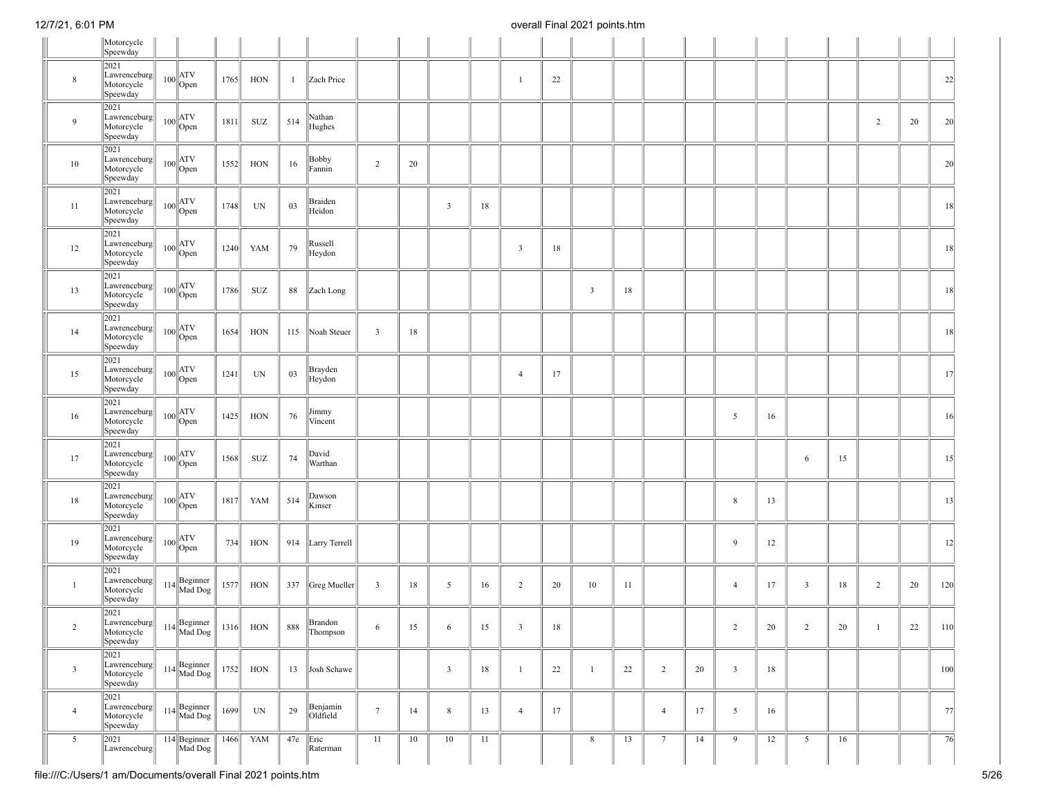| | | | | | | | | | | | | | | | | | | | | | | | | | |
|---|---|---|---|---|---|---|---|---|---|---|---|---|---|---|---|---|---|---|---|---|---|---|---|---|---|
| | Motorcycle Speeway | | | | | | | | | | | | | | | | | | | | | | | | |
| 8 | 2021 Lawrenceburg Motorcycle Speeway | 100 | ATV Open | 1765 | HON | 1 | Zach Price | | | | | 1 | 22 | | | | | | | | | | | 22 |
| 9 | 2021 Lawrenceburg Motorcycle Speeway | 100 | ATV Open | 1811 | SUZ | 514 | Nathan Hughes | | | | | | | | | | | | | | | 2 | 20 | 20 |
| 10 | 2021 Lawrenceburg Motorcycle Speeway | 100 | ATV Open | 1552 | HON | 16 | Bobby Fannin | 2 | 20 | | | | | | | | | | | | | | | 20 |
| 11 | 2021 Lawrenceburg Motorcycle Speeway | 100 | ATV Open | 1748 | UN | 03 | Braiden Heidon | | | 3 | 18 | | | | | | | | | | | | | 18 |
| 12 | 2021 Lawrenceburg Motorcycle Speeway | 100 | ATV Open | 1240 | YAM | 79 | Russell Heydon | | | | | 3 | 18 | | | | | | | | | | | 18 |
| 13 | 2021 Lawrenceburg Motorcycle Speeway | 100 | ATV Open | 1786 | SUZ | 88 | Zach Long | | | | | | | 3 | 18 | | | | | | | | | 18 |
| 14 | 2021 Lawrenceburg Motorcycle Speeway | 100 | ATV Open | 1654 | HON | 115 | Noah Steuer | 3 | 18 | | | | | | | | | | | | | | | 18 |
| 15 | 2021 Lawrenceburg Motorcycle Speeway | 100 | ATV Open | 1241 | UN | 03 | Brayden Heydon | | | | | 4 | 17 | | | | | | | | | | | 17 |
| 16 | 2021 Lawrenceburg Motorcycle Speeway | 100 | ATV Open | 1425 | HON | 76 | Jimmy Vincent | | | | | | | | | | | 5 | 16 | | | | | 16 |
| 17 | 2021 Lawrenceburg Motorcycle Speeway | 100 | ATV Open | 1568 | SUZ | 74 | David Warthan | | | | | | | | | | | | | 6 | 15 | | | 15 |
| 18 | 2021 Lawrenceburg Motorcycle Speeway | 100 | ATV Open | 1817 | YAM | 514 | Dawson Kinser | | | | | | | | | | | 8 | 13 | | | | | 13 |
| 19 | 2021 Lawrenceburg Motorcycle Speeway | 100 | ATV Open | 734 | HON | 914 | Larry Terrell | | | | | | | | | | | 9 | 12 | | | | | 12 |
| 1 | 2021 Lawrenceburg Motorcycle Speeway | 114 | Beginner Mad Dog | 1577 | HON | 337 | Greg Mueller | 3 | 18 | 5 | 16 | 2 | 20 | 10 | 11 | | | 4 | 17 | 3 | 18 | 2 | 20 | 120 |
| 2 | 2021 Lawrenceburg Motorcycle Speeway | 114 | Beginner Mad Dog | 1316 | HON | 888 | Brandon Thompson | 6 | 15 | 6 | 15 | 3 | 18 | | | | | 2 | 20 | 2 | 20 | 1 | 22 | 110 |
| 3 | 2021 Lawrenceburg Motorcycle Speeway | 114 | Beginner Mad Dog | 1752 | HON | 13 | Josh Schawe | | | 3 | 18 | 1 | 22 | 1 | 22 | 2 | 20 | 3 | 18 | | | | | 100 |
| 4 | 2021 Lawrenceburg Motorcycle Speeway | 114 | Beginner Mad Dog | 1699 | UN | 29 | Benjamin Oldfield | 7 | 14 | 8 | 13 | 4 | 17 | | | 4 | 17 | 5 | 16 | | | | | 77 |
| 5 | 2021 Lawrenceburg | 114 | Beginner Mad Dog | 1466 | YAM | 47e | Eric Raterman | 11 | 10 | 10 | 11 | | | 8 | 13 | 7 | 14 | 9 | 12 | 5 | 16 | | | 76 |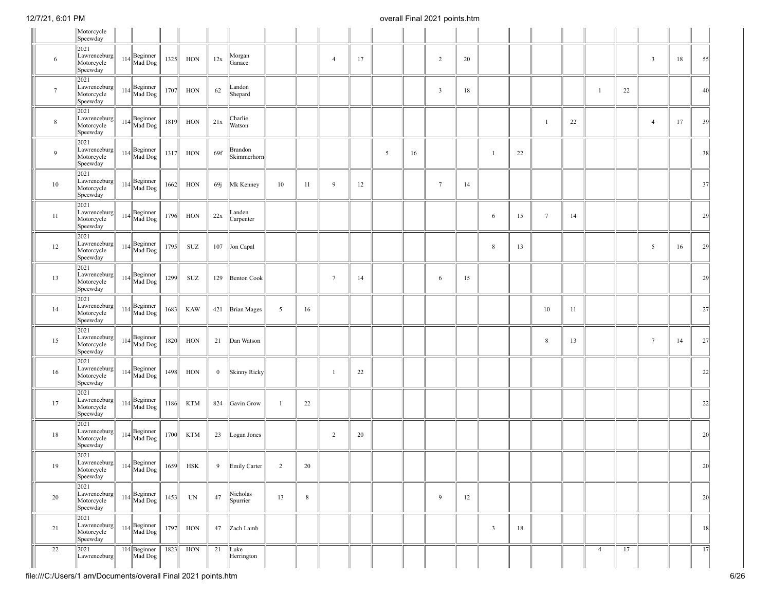| | | | | | | | | | | | | | | | | | | | | | | | | |
|---|---|---|---|---|---|---|---|---|---|---|---|---|---|---|---|---|---|---|---|---|---|---|---|---|
| | Motorcycle Speedway | | | | | | | | | | | | | | | | | | | | | | | |
| 6 | 2021 Lawrenceburg Motorcycle Speedway | 114 | Beginner Mad Dog | 1325 | HON | 12x | Morgan Ganace | | | 4 | 17 | | | 2 | 20 | | | | | | | 3 | 18 | 55 |
| 7 | 2021 Lawrenceburg Motorcycle Speedway | 114 | Beginner Mad Dog | 1707 | HON | 62 | Landon Shepard | | | | | | | 3 | 18 | | | | | 1 | 22 | | | 40 |
| 8 | 2021 Lawrenceburg Motorcycle Speedway | 114 | Beginner Mad Dog | 1819 | HON | 21x | Charlie Watson | | | | | | | | | | | 1 | 22 | | | 4 | 17 | 39 |
| 9 | 2021 Lawrenceburg Motorcycle Speedway | 114 | Beginner Mad Dog | 1317 | HON | 69f | Brandon Skimmerhorn | | | | | 5 | 16 | | | 1 | 22 | | | | | | | 38 |
| 10 | 2021 Lawrenceburg Motorcycle Speedway | 114 | Beginner Mad Dog | 1662 | HON | 69j | Mk Kenney | 10 | 11 | 9 | 12 | | | 7 | 14 | | | | | | | | | 37 |
| 11 | 2021 Lawrenceburg Motorcycle Speedway | 114 | Beginner Mad Dog | 1796 | HON | 22x | Landen Carpenter | | | | | | | | | 6 | 15 | 7 | 14 | | | | | 29 |
| 12 | 2021 Lawrenceburg Motorcycle Speedway | 114 | Beginner Mad Dog | 1795 | SUZ | 107 | Jon Capal | | | | | | | | | 8 | 13 | | | | | 5 | 16 | 29 |
| 13 | 2021 Lawrenceburg Motorcycle Speedway | 114 | Beginner Mad Dog | 1299 | SUZ | 129 | Benton Cook | | | 7 | 14 | | | 6 | 15 | | | | | | | | | 29 |
| 14 | 2021 Lawrenceburg Motorcycle Speedway | 114 | Beginner Mad Dog | 1683 | KAW | 421 | Brian Mages | 5 | 16 | | | | | | | | | 10 | 11 | | | | | 27 |
| 15 | 2021 Lawrenceburg Motorcycle Speedway | 114 | Beginner Mad Dog | 1820 | HON | 21 | Dan Watson | | | | | | | | | | | 8 | 13 | | | 7 | 14 | 27 |
| 16 | 2021 Lawrenceburg Motorcycle Speedway | 114 | Beginner Mad Dog | 1498 | HON | 0 | Skinny Ricky | | | 1 | 22 | | | | | | | | | | | | | 22 |
| 17 | 2021 Lawrenceburg Motorcycle Speedway | 114 | Beginner Mad Dog | 1186 | KTM | 824 | Gavin Grow | 1 | 22 | | | | | | | | | | | | | | | 22 |
| 18 | 2021 Lawrenceburg Motorcycle Speedway | 114 | Beginner Mad Dog | 1700 | KTM | 23 | Logan Jones | | | 2 | 20 | | | | | | | | | | | | | 20 |
| 19 | 2021 Lawrenceburg Motorcycle Speedway | 114 | Beginner Mad Dog | 1659 | HSK | 9 | Emily Carter | 2 | 20 | | | | | | | | | | | | | | | 20 |
| 20 | 2021 Lawrenceburg Motorcycle Speedway | 114 | Beginner Mad Dog | 1453 | UN | 47 | Nicholas Spurrier | 13 | 8 | | | | | 9 | 12 | | | | | | | | | 20 |
| 21 | 2021 Lawrenceburg Motorcycle Speedway | 114 | Beginner Mad Dog | 1797 | HON | 47 | Zach Lamb | | | | | | | | | 3 | 18 | | | | | | | 18 |
| 22 | 2021 Lawrenceburg | 114 | Beginner Mad Dog | 1823 | HON | 21 | Luke Herrington | | | | | | | | | | | | | 4 | 17 | | | 17 |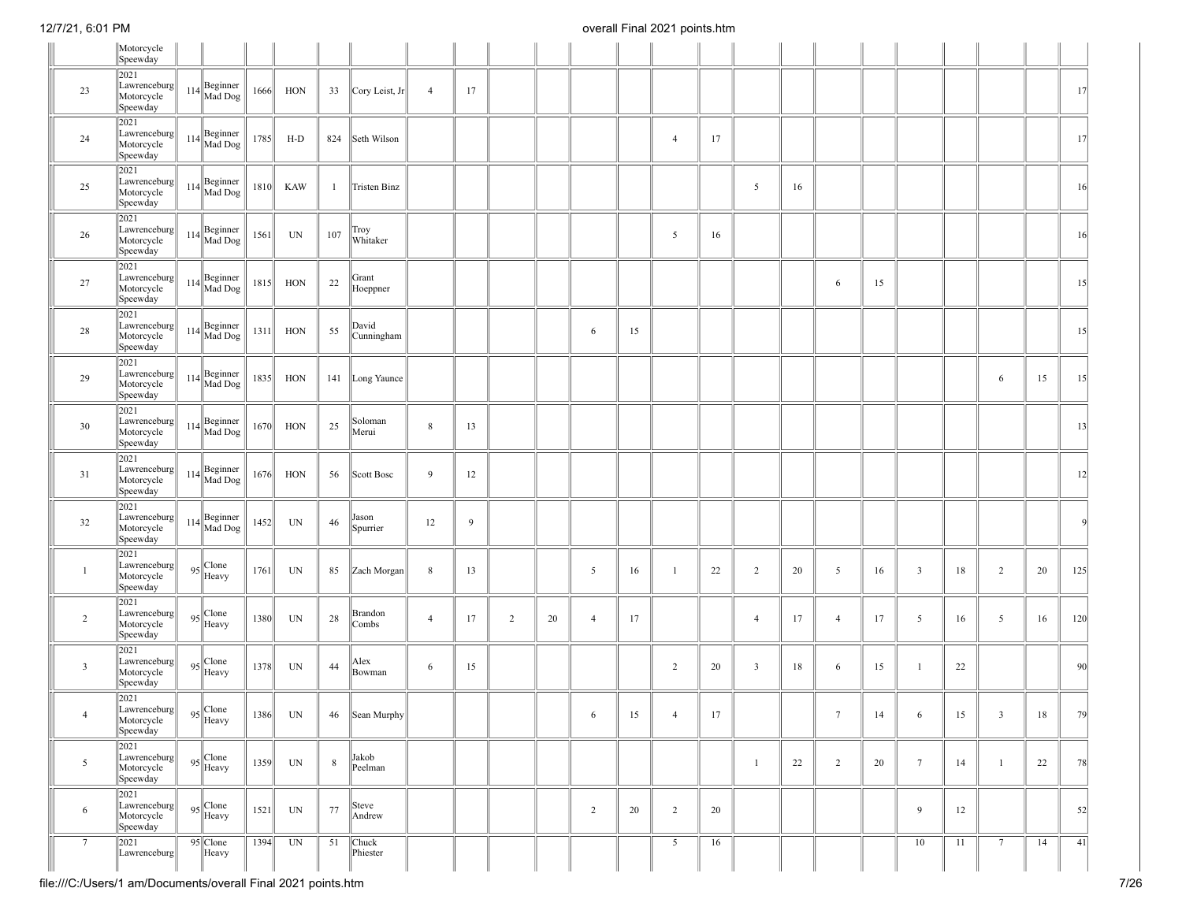| | | | | | | | | | | | | | | | | | | | | | | | | |
|---|---|---|---|---|---|---|---|---|---|---|---|---|---|---|---|---|---|---|---|---|---|---|---|---|
| | Motorcycle Speeway | | | | | | | | | | | | | | | | | | | | | | | |
| 23 | 2021 Lawrenceburg Motorcycle Speeway | 114 | Beginner Mad Dog | 1666 | HON | 33 | Cory Leist, Jr | 4 | 17 | | | | | | | | | | | | | | | 17 |
| 24 | 2021 Lawrenceburg Motorcycle Speeway | 114 | Beginner Mad Dog | 1785 | H-D | 824 | Seth Wilson | | | | | | | 4 | 17 | | | | | | | | | 17 |
| 25 | 2021 Lawrenceburg Motorcycle Speeway | 114 | Beginner Mad Dog | 1810 | KAW | 1 | Tristen Binz | | | | | | | | | 5 | 16 | | | | | | | 16 |
| 26 | 2021 Lawrenceburg Motorcycle Speeway | 114 | Beginner Mad Dog | 1561 | UN | 107 | Troy Whitaker | | | | | | | 5 | 16 | | | | | | | | | 16 |
| 27 | 2021 Lawrenceburg Motorcycle Speeway | 114 | Beginner Mad Dog | 1815 | HON | 22 | Grant Hoeppner | | | | | | | | | | | 6 | 15 | | | | | 15 |
| 28 | 2021 Lawrenceburg Motorcycle Speeway | 114 | Beginner Mad Dog | 1311 | HON | 55 | David Cunningham | | | | | 6 | 15 | | | | | | | | | | | 15 |
| 29 | 2021 Lawrenceburg Motorcycle Speeway | 114 | Beginner Mad Dog | 1835 | HON | 141 | Long Yaunce | | | | | | | | | | | | | | | 6 | 15 | 15 |
| 30 | 2021 Lawrenceburg Motorcycle Speeway | 114 | Beginner Mad Dog | 1670 | HON | 25 | Soloman Merui | 8 | 13 | | | | | | | | | | | | | | | 13 |
| 31 | 2021 Lawrenceburg Motorcycle Speeway | 114 | Beginner Mad Dog | 1676 | HON | 56 | Scott Bosc | 9 | 12 | | | | | | | | | | | | | | | 12 |
| 32 | 2021 Lawrenceburg Motorcycle Speeway | 114 | Beginner Mad Dog | 1452 | UN | 46 | Jason Spurrier | 12 | 9 | | | | | | | | | | | | | | | 9 |
| 1 | 2021 Lawrenceburg Motorcycle Speeway | 95 | Clone Heavy | 1761 | UN | 85 | Zach Morgan | 8 | 13 | | | 5 | 16 | 1 | 22 | 2 | 20 | 5 | 16 | 3 | 18 | 2 | 20 | 125 |
| 2 | 2021 Lawrenceburg Motorcycle Speeway | 95 | Clone Heavy | 1380 | UN | 28 | Brandon Combs | 4 | 17 | 2 | 20 | 4 | 17 | | | 4 | 17 | 4 | 17 | 5 | 16 | 5 | 16 | 120 |
| 3 | 2021 Lawrenceburg Motorcycle Speeway | 95 | Clone Heavy | 1378 | UN | 44 | Alex Bowman | 6 | 15 | | | | | 2 | 20 | 3 | 18 | 6 | 15 | 1 | 22 | | | 90 |
| 4 | 2021 Lawrenceburg Motorcycle Speeway | 95 | Clone Heavy | 1386 | UN | 46 | Sean Murphy | | | | | 6 | 15 | 4 | 17 | | | 7 | 14 | 6 | 15 | 3 | 18 | 79 |
| 5 | 2021 Lawrenceburg Motorcycle Speeway | 95 | Clone Heavy | 1359 | UN | 8 | Jakob Peelman | | | | | | | | | 1 | 22 | 2 | 20 | 7 | 14 | 1 | 22 | 78 |
| 6 | 2021 Lawrenceburg Motorcycle Speeway | 95 | Clone Heavy | 1521 | UN | 77 | Steve Andrew | | | | | 2 | 20 | 2 | 20 | | | | | 9 | 12 | | | 52 |
| 7 | 2021 Lawrenceburg | 95 | Clone Heavy | 1394 | UN | 51 | Chuck Phiester | | | | | | | 5 | 16 | | | | | 10 | 11 | 7 | 14 | 41 |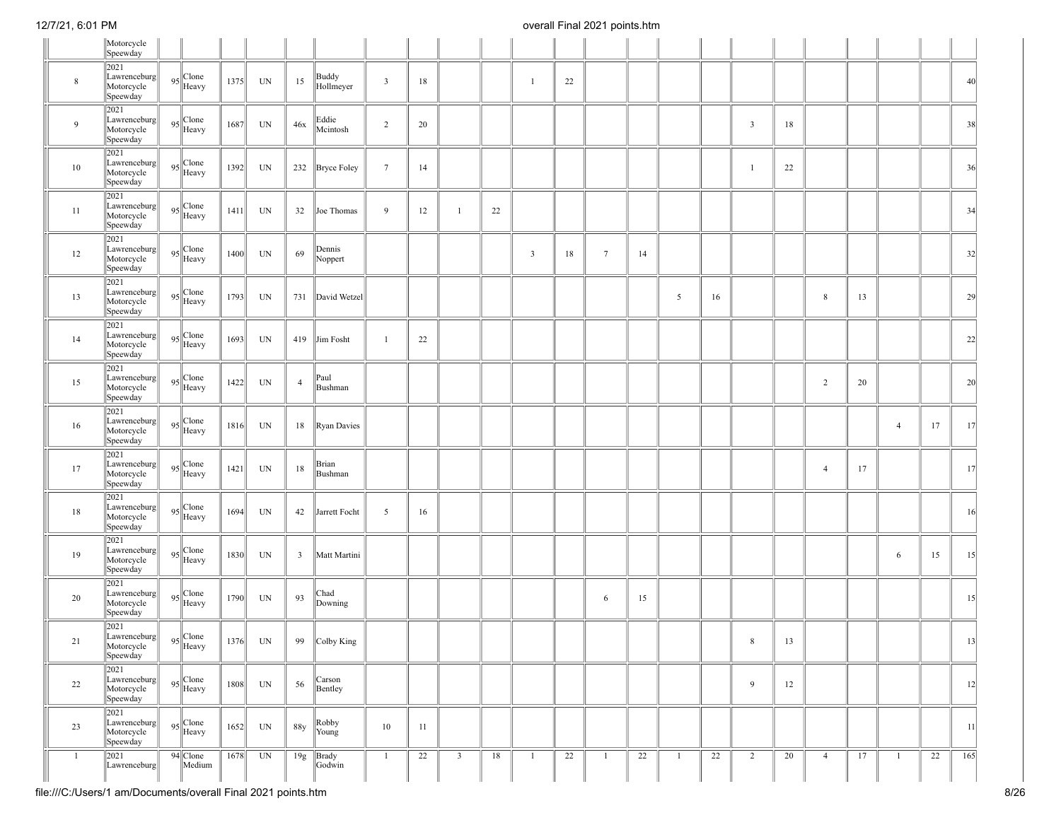| | | | | | | | | | | | | | | | | | | | | | | | | |
|---|---|---|---|---|---|---|---|---|---|---|---|---|---|---|---|---|---|---|---|---|---|---|---|---|
| | Motorcycle Speedway | | | | | | | | | | | | | | | | | | | | | | | |
| 8 | 2021 Lawrenceburg Motorcycle Speedway | 95 | Clone Heavy | 1375 | UN | 15 | Buddy Hollmeyer | 3 | 18 | | | 1 | 22 | | | | | | | | | | | 40 |
| 9 | 2021 Lawrenceburg Motorcycle Speedway | 95 | Clone Heavy | 1687 | UN | 46x | Eddie Mcintosh | 2 | 20 | | | | | | | | | 3 | 18 | | | | | 38 |
| 10 | 2021 Lawrenceburg Motorcycle Speedway | 95 | Clone Heavy | 1392 | UN | 232 | Bryce Foley | 7 | 14 | | | | | | | | | 1 | 22 | | | | | 36 |
| 11 | 2021 Lawrenceburg Motorcycle Speedway | 95 | Clone Heavy | 1411 | UN | 32 | Joe Thomas | 9 | 12 | 1 | 22 | | | | | | | | | | | | | 34 |
| 12 | 2021 Lawrenceburg Motorcycle Speedway | 95 | Clone Heavy | 1400 | UN | 69 | Dennis Noppert | | | | | 3 | 18 | 7 | 14 | | | | | | | | | 32 |
| 13 | 2021 Lawrenceburg Motorcycle Speedway | 95 | Clone Heavy | 1793 | UN | 731 | David Wetzel | | | | | | | | | 5 | 16 | | | 8 | 13 | | | 29 |
| 14 | 2021 Lawrenceburg Motorcycle Speedway | 95 | Clone Heavy | 1693 | UN | 419 | Jim Fosht | 1 | 22 | | | | | | | | | | | | | | | 22 |
| 15 | 2021 Lawrenceburg Motorcycle Speedway | 95 | Clone Heavy | 1422 | UN | 4 | Paul Bushman | | | | | | | | | | | | | 2 | 20 | | | 20 |
| 16 | 2021 Lawrenceburg Motorcycle Speedway | 95 | Clone Heavy | 1816 | UN | 18 | Ryan Davies | | | | | | | | | | | | | | | 4 | 17 | 17 |
| 17 | 2021 Lawrenceburg Motorcycle Speedway | 95 | Clone Heavy | 1421 | UN | 18 | Brian Bushman | | | | | | | | | | | | | 4 | 17 | | | 17 |
| 18 | 2021 Lawrenceburg Motorcycle Speedway | 95 | Clone Heavy | 1694 | UN | 42 | Jarrett Focht | 5 | 16 | | | | | | | | | | | | | | | 16 |
| 19 | 2021 Lawrenceburg Motorcycle Speedway | 95 | Clone Heavy | 1830 | UN | 3 | Matt Martini | | | | | | | | | | | | | | | 6 | 15 | 15 |
| 20 | 2021 Lawrenceburg Motorcycle Speedway | 95 | Clone Heavy | 1790 | UN | 93 | Chad Downing | | | | | | | 6 | 15 | | | | | | | | | 15 |
| 21 | 2021 Lawrenceburg Motorcycle Speedway | 95 | Clone Heavy | 1376 | UN | 99 | Colby King | | | | | | | | | | | 8 | 13 | | | | | 13 |
| 22 | 2021 Lawrenceburg Motorcycle Speedway | 95 | Clone Heavy | 1808 | UN | 56 | Carson Bentley | | | | | | | | | | | 9 | 12 | | | | | 12 |
| 23 | 2021 Lawrenceburg Motorcycle Speedway | 95 | Clone Heavy | 1652 | UN | 88y | Robby Young | 10 | 11 | | | | | | | | | | | | | | | 11 |
| 1 | 2021 Lawrenceburg | 94 | Clone Medium | 1678 | UN | 19g | Brady Godwin | 1 | 22 | 3 | 18 | 1 | 22 | 1 | 22 | 1 | 22 | 2 | 20 | 4 | 17 | 1 | 22 | 165 |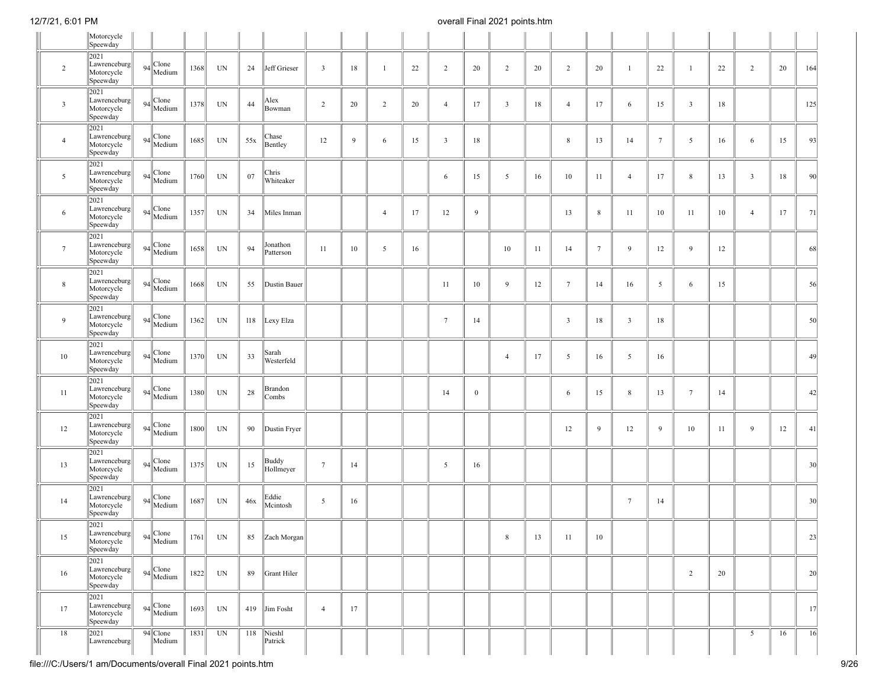| | Motorcycle Speewday | | | | | | | | | | | | | | | | | | | | | | | | |
|---|---|---|---|---|---|---|---|---|---|---|---|---|---|---|---|---|---|---|---|---|---|---|---|---|---|
| 2 | 2021 Lawrenceburg Motorcycle Speewday | 94 | Clone Medium | 1368 | UN | 24 | Jeff Grieser | 3 | 18 | 1 | 22 | 2 | 20 | 2 | 20 | 2 | 20 | 1 | 22 | 1 | 22 | 2 | 20 | 164 |
| 3 | 2021 Lawrenceburg Motorcycle Speewday | 94 | Clone Medium | 1378 | UN | 44 | Alex Bowman | 2 | 20 | 2 | 20 | 4 | 17 | 3 | 18 | 4 | 17 | 6 | 15 | 3 | 18 | | | 125 |
| 4 | 2021 Lawrenceburg Motorcycle Speewday | 94 | Clone Medium | 1685 | UN | 55x | Chase Bentley | 12 | 9 | 6 | 15 | 3 | 18 | | | 8 | 13 | 14 | 7 | 5 | 16 | 6 | 15 | 93 |
| 5 | 2021 Lawrenceburg Motorcycle Speewday | 94 | Clone Medium | 1760 | UN | 07 | Chris Whiteaker | | | | | 6 | 15 | 5 | 16 | 10 | 11 | 4 | 17 | 8 | 13 | 3 | 18 | 90 |
| 6 | 2021 Lawrenceburg Motorcycle Speewday | 94 | Clone Medium | 1357 | UN | 34 | Miles Inman | | | 4 | 17 | 12 | 9 | | | 13 | 8 | 11 | 10 | 11 | 10 | 4 | 17 | 71 |
| 7 | 2021 Lawrenceburg Motorcycle Speewday | 94 | Clone Medium | 1658 | UN | 94 | Jonathon Patterson | 11 | 10 | 5 | 16 | | | 10 | 11 | 14 | 7 | 9 | 12 | 9 | 12 | | | 68 |
| 8 | 2021 Lawrenceburg Motorcycle Speewday | 94 | Clone Medium | 1668 | UN | 55 | Dustin Bauer | | | | | 11 | 10 | 9 | 12 | 7 | 14 | 16 | 5 | 6 | 15 | | | 56 |
| 9 | 2021 Lawrenceburg Motorcycle Speewday | 94 | Clone Medium | 1362 | UN | 118 | Lexy Elza | | | | | 7 | 14 | | | 3 | 18 | 3 | 18 | | | | | 50 |
| 10 | 2021 Lawrenceburg Motorcycle Speewday | 94 | Clone Medium | 1370 | UN | 33 | Sarah Westerfeld | | | | | | | 4 | 17 | 5 | 16 | 5 | 16 | | | | | 49 |
| 11 | 2021 Lawrenceburg Motorcycle Speewday | 94 | Clone Medium | 1380 | UN | 28 | Brandon Combs | | | | | 14 | 0 | | | 6 | 15 | 8 | 13 | 7 | 14 | | | 42 |
| 12 | 2021 Lawrenceburg Motorcycle Speewday | 94 | Clone Medium | 1800 | UN | 90 | Dustin Fryer | | | | | | | | | 12 | 9 | 12 | 9 | 10 | 11 | 9 | 12 | 41 |
| 13 | 2021 Lawrenceburg Motorcycle Speewday | 94 | Clone Medium | 1375 | UN | 15 | Buddy Hollmeyer | 7 | 14 | | | 5 | 16 | | | | | | | | | | | 30 |
| 14 | 2021 Lawrenceburg Motorcycle Speewday | 94 | Clone Medium | 1687 | UN | 46x | Eddie Mcintosh | 5 | 16 | | | | | | | | | 7 | 14 | | | | | 30 |
| 15 | 2021 Lawrenceburg Motorcycle Speewday | 94 | Clone Medium | 1761 | UN | 85 | Zach Morgan | | | | | | | 8 | 13 | 11 | 10 | | | | | | | 23 |
| 16 | 2021 Lawrenceburg Motorcycle Speewday | 94 | Clone Medium | 1822 | UN | 89 | Grant Hiler | | | | | | | | | | | | | 2 | 20 | | | 20 |
| 17 | 2021 Lawrenceburg Motorcycle Speewday | 94 | Clone Medium | 1693 | UN | 419 | Jim Fosht | 4 | 17 | | | | | | | | | | | | | | | 17 |
| 18 | 2021 Lawrenceburg | 94 | Clone Medium | 1831 | UN | 118 | Nieshl Patrick | | | | | | | | | | | | | | | 5 | 16 | 16 |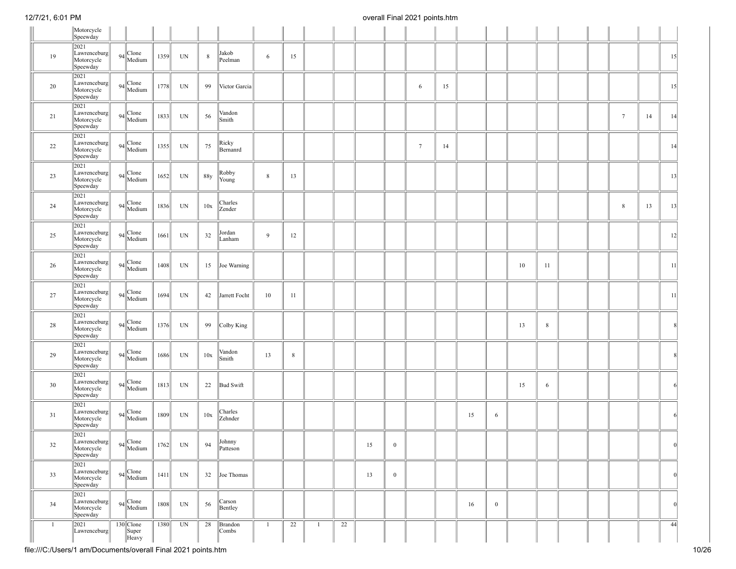| | | | | | | | | | | | | | | | | | | | | | | | | |
|---|---|---|---|---|---|---|---|---|---|---|---|---|---|---|---|---|---|---|---|---|---|---|---|---|
| | Motorcycle Speedway | | | | | | | | | | | | | | | | | | | | | | | |
| 19 | 2021 Lawrenceburg Motorcycle Speedway | 94 | Clone Medium | 1359 | UN | 8 | Jakob Peelman | 6 | 15 | | | | | | | | | | | | | | | 15 |
| 20 | 2021 Lawrenceburg Motorcycle Speedway | 94 | Clone Medium | 1778 | UN | 99 | Victor Garcia | | | | | | | 6 | 15 | | | | | | | | | 15 |
| 21 | 2021 Lawrenceburg Motorcycle Speedway | 94 | Clone Medium | 1833 | UN | 56 | Vandon Smith | | | | | | | | | | | | | | | 7 | 14 | 14 |
| 22 | 2021 Lawrenceburg Motorcycle Speedway | 94 | Clone Medium | 1355 | UN | 75 | Ricky Bernanrd | | | | | | | 7 | 14 | | | | | | | | | 14 |
| 23 | 2021 Lawrenceburg Motorcycle Speedway | 94 | Clone Medium | 1652 | UN | 88y | Robby Young | 8 | 13 | | | | | | | | | | | | | | | 13 |
| 24 | 2021 Lawrenceburg Motorcycle Speedway | 94 | Clone Medium | 1836 | UN | 10x | Charles Zender | | | | | | | | | | | | | | | 8 | 13 | 13 |
| 25 | 2021 Lawrenceburg Motorcycle Speedway | 94 | Clone Medium | 1661 | UN | 32 | Jordan Lanham | 9 | 12 | | | | | | | | | | | | | | | 12 |
| 26 | 2021 Lawrenceburg Motorcycle Speedway | 94 | Clone Medium | 1408 | UN | 15 | Joe Warning | | | | | | | | | | | 10 | 11 | | | | | 11 |
| 27 | 2021 Lawrenceburg Motorcycle Speedway | 94 | Clone Medium | 1694 | UN | 42 | Jarrett Focht | 10 | 11 | | | | | | | | | | | | | | | 11 |
| 28 | 2021 Lawrenceburg Motorcycle Speedway | 94 | Clone Medium | 1376 | UN | 99 | Colby King | | | | | | | | | | | 13 | 8 | | | | | 8 |
| 29 | 2021 Lawrenceburg Motorcycle Speedway | 94 | Clone Medium | 1686 | UN | 10x | Vandon Smith | 13 | 8 | | | | | | | | | | | | | | | 8 |
| 30 | 2021 Lawrenceburg Motorcycle Speedway | 94 | Clone Medium | 1813 | UN | 22 | Bud Swift | | | | | | | | | | | 15 | 6 | | | | | 6 |
| 31 | 2021 Lawrenceburg Motorcycle Speedway | 94 | Clone Medium | 1809 | UN | 10x | Charles Zehnder | | | | | | | | | 15 | 6 | | | | | | | 6 |
| 32 | 2021 Lawrenceburg Motorcycle Speedway | 94 | Clone Medium | 1762 | UN | 94 | Johnny Patteson | | | | | 15 | 0 | | | | | | | | | | | 0 |
| 33 | 2021 Lawrenceburg Motorcycle Speedway | 94 | Clone Medium | 1411 | UN | 32 | Joe Thomas | | | | | 13 | 0 | | | | | | | | | | | 0 |
| 34 | 2021 Lawrenceburg Motorcycle Speedway | 94 | Clone Medium | 1808 | UN | 56 | Carson Bentley | | | | | | | | | 16 | 0 | | | | | | | 0 |
| 1 | 2021 Lawrenceburg | 130 | Clone Super Heavy | 1380 | UN | 28 | Brandon Combs | 1 | 22 | 1 | 22 | | | | | | | | | | | | | 44 |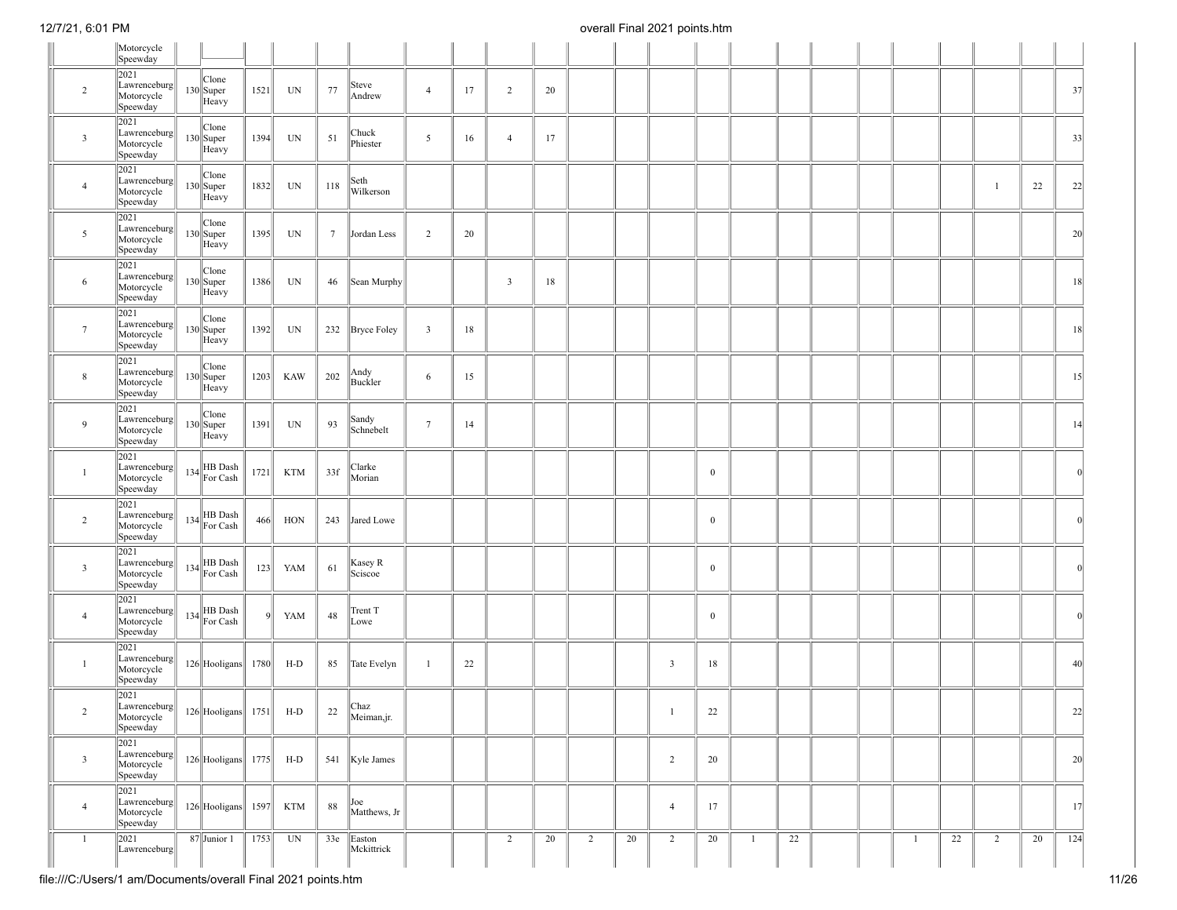| | | | | | | | | | | | | | | | | | | | | | | | | |
|---|---|---|---|---|---|---|---|---|---|---|---|---|---|---|---|---|---|---|---|---|---|---|---|---|
| | Motorcycle Speedway | | | | | | | | | | | | | | | | | | | | | | | |
| 2 | 2021 Lawrenceburg Motorcycle Speedway | 130 | Clone Super Heavy | 1521 | UN | 77 | Steve Andrew | 4 | 17 | 2 | 20 | | | | | | | | | | | | | 37 |
| 3 | 2021 Lawrenceburg Motorcycle Speedway | 130 | Clone Super Heavy | 1394 | UN | 51 | Chuck Phiester | 5 | 16 | 4 | 17 | | | | | | | | | | | | | 33 |
| 4 | 2021 Lawrenceburg Motorcycle Speedway | 130 | Clone Super Heavy | 1832 | UN | 118 | Seth Wilkerson | | | | | | | | | | | | | | | 1 | 22 | 22 |
| 5 | 2021 Lawrenceburg Motorcycle Speedway | 130 | Clone Super Heavy | 1395 | UN | 7 | Jordan Less | 2 | 20 | | | | | | | | | | | | | | | 20 |
| 6 | 2021 Lawrenceburg Motorcycle Speedway | 130 | Clone Super Heavy | 1386 | UN | 46 | Sean Murphy | | | 3 | 18 | | | | | | | | | | | | | 18 |
| 7 | 2021 Lawrenceburg Motorcycle Speedway | 130 | Clone Super Heavy | 1392 | UN | 232 | Bryce Foley | 3 | 18 | | | | | | | | | | | | | | | 18 |
| 8 | 2021 Lawrenceburg Motorcycle Speedway | 130 | Clone Super Heavy | 1203 | KAW | 202 | Andy Buckler | 6 | 15 | | | | | | | | | | | | | | | 15 |
| 9 | 2021 Lawrenceburg Motorcycle Speedway | 130 | Clone Super Heavy | 1391 | UN | 93 | Sandy Schnebelt | 7 | 14 | | | | | | | | | | | | | | | 14 |
| 1 | 2021 Lawrenceburg Motorcycle Speedway | 134 | HB Dash For Cash | 1721 | KTM | 33f | Clarke Morian | | | | | | | | 0 | | | | | | | | | 0 |
| 2 | 2021 Lawrenceburg Motorcycle Speedway | 134 | HB Dash For Cash | 466 | HON | 243 | Jared Lowe | | | | | | | | 0 | | | | | | | | | 0 |
| 3 | 2021 Lawrenceburg Motorcycle Speedway | 134 | HB Dash For Cash | 123 | YAM | 61 | Kasey R Sciscoe | | | | | | | | 0 | | | | | | | | | 0 |
| 4 | 2021 Lawrenceburg Motorcycle Speedway | 134 | HB Dash For Cash | 9 | YAM | 48 | Trent T Lowe | | | | | | | | 0 | | | | | | | | | 0 |
| 1 | 2021 Lawrenceburg Motorcycle Speedway | 126 | Hooligans | 1780 | H-D | 85 | Tate Evelyn | 1 | 22 | | | | | 3 | 18 | | | | | | | | | 40 |
| 2 | 2021 Lawrenceburg Motorcycle Speedway | 126 | Hooligans | 1751 | H-D | 22 | Chaz Meiman,jr. | | | | | | | 1 | 22 | | | | | | | | | 22 |
| 3 | 2021 Lawrenceburg Motorcycle Speedway | 126 | Hooligans | 1775 | H-D | 541 | Kyle James | | | | | | | 2 | 20 | | | | | | | | | 20 |
| 4 | 2021 Lawrenceburg Motorcycle Speedway | 126 | Hooligans | 1597 | KTM | 88 | Joe Matthews, Jr | | | | | | | 4 | 17 | | | | | | | | | 17 |
| 1 | 2021 Lawrenceburg | 87 | Junior 1 | 1753 | UN | 33e | Easton Mckittrick | | | 2 | 20 | 2 | 20 | 2 | 20 | 1 | 22 | | | 1 | 22 | 2 | 20 | 124 |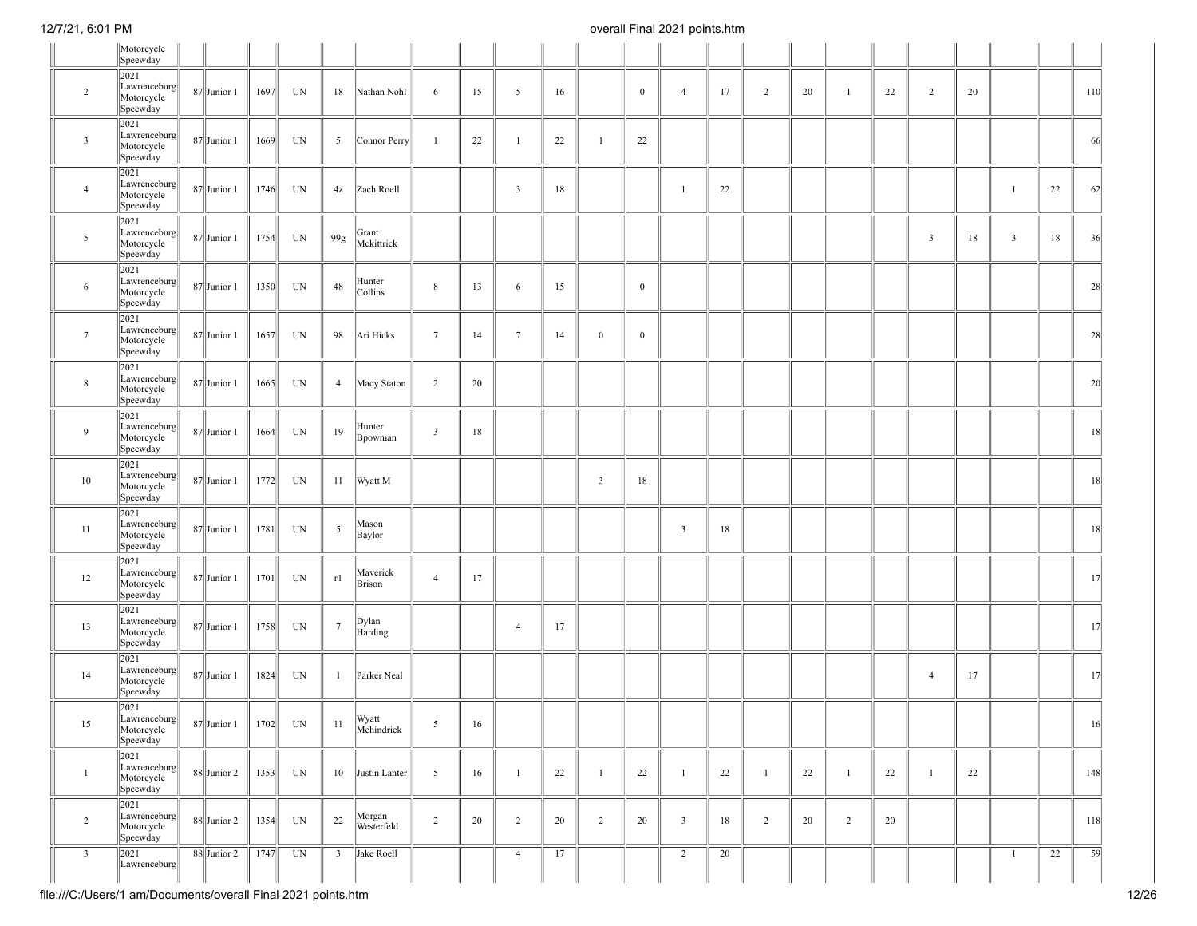| | | | | | | | | | | | | | | | | | | | | | | | | |
|---|---|---|---|---|---|---|---|---|---|---|---|---|---|---|---|---|---|---|---|---|---|---|---|---|
| | Motorcycle Speedway | | | | | | | | | | | | | | | | | | | | | | | |
| 2 | 2021 Lawrenceburg Motorcycle Speedway | 87 | Junior 1 | 1697 | UN | 18 | Nathan Nohl | 6 | 15 | 5 | 16 | | 0 | 4 | 17 | 2 | 20 | 1 | 22 | 2 | 20 | | | 110 |
| 3 | 2021 Lawrenceburg Motorcycle Speedway | 87 | Junior 1 | 1669 | UN | 5 | Connor Perry | 1 | 22 | 1 | 22 | 1 | 22 | | | | | | | | | | | 66 |
| 4 | 2021 Lawrenceburg Motorcycle Speedway | 87 | Junior 1 | 1746 | UN | 4z | Zach Roell | | | 3 | 18 | | | 1 | 22 | | | | | | | 1 | 22 | 62 |
| 5 | 2021 Lawrenceburg Motorcycle Speedway | 87 | Junior 1 | 1754 | UN | 99g | Grant Mckittrick | | | | | | | | | | | | | 3 | 18 | 3 | 18 | 36 |
| 6 | 2021 Lawrenceburg Motorcycle Speedway | 87 | Junior 1 | 1350 | UN | 48 | Hunter Collins | 8 | 13 | 6 | 15 | | 0 | | | | | | | | | | | 28 |
| 7 | 2021 Lawrenceburg Motorcycle Speedway | 87 | Junior 1 | 1657 | UN | 98 | Ari Hicks | 7 | 14 | 7 | 14 | 0 | 0 | | | | | | | | | | | 28 |
| 8 | 2021 Lawrenceburg Motorcycle Speedway | 87 | Junior 1 | 1665 | UN | 4 | Macy Staton | 2 | 20 | | | | | | | | | | | | | | | 20 |
| 9 | 2021 Lawrenceburg Motorcycle Speedway | 87 | Junior 1 | 1664 | UN | 19 | Hunter Bpowman | 3 | 18 | | | | | | | | | | | | | | | 18 |
| 10 | 2021 Lawrenceburg Motorcycle Speedway | 87 | Junior 1 | 1772 | UN | 11 | Wyatt M | | | | | 3 | 18 | | | | | | | | | | | 18 |
| 11 | 2021 Lawrenceburg Motorcycle Speedway | 87 | Junior 1 | 1781 | UN | 5 | Mason Baylor | | | | | | | 3 | 18 | | | | | | | | | 18 |
| 12 | 2021 Lawrenceburg Motorcycle Speedway | 87 | Junior 1 | 1701 | UN | r1 | Maverick Brison | 4 | 17 | | | | | | | | | | | | | | | 17 |
| 13 | 2021 Lawrenceburg Motorcycle Speedway | 87 | Junior 1 | 1758 | UN | 7 | Dylan Harding | | | 4 | 17 | | | | | | | | | | | | | 17 |
| 14 | 2021 Lawrenceburg Motorcycle Speedway | 87 | Junior 1 | 1824 | UN | 1 | Parker Neal | | | | | | | | | | | | | 4 | 17 | | | 17 |
| 15 | 2021 Lawrenceburg Motorcycle Speedway | 87 | Junior 1 | 1702 | UN | 11 | Wyatt Mchindrick | 5 | 16 | | | | | | | | | | | | | | | 16 |
| 1 | 2021 Lawrenceburg Motorcycle Speedway | 88 | Junior 2 | 1353 | UN | 10 | Justin Lanter | 5 | 16 | 1 | 22 | 1 | 22 | 1 | 22 | 1 | 22 | 1 | 22 | 1 | 22 | | | 148 |
| 2 | 2021 Lawrenceburg Motorcycle Speedway | 88 | Junior 2 | 1354 | UN | 22 | Morgan Westerfeld | 2 | 20 | 2 | 20 | 2 | 20 | 3 | 18 | 2 | 20 | 2 | 20 | | | | | 118 |
| 3 | 2021 Lawrenceburg | 88 | Junior 2 | 1747 | UN | 3 | Jake Roell | | | 4 | 17 | | | 2 | 20 | | | | | | | 1 | 22 | 59 |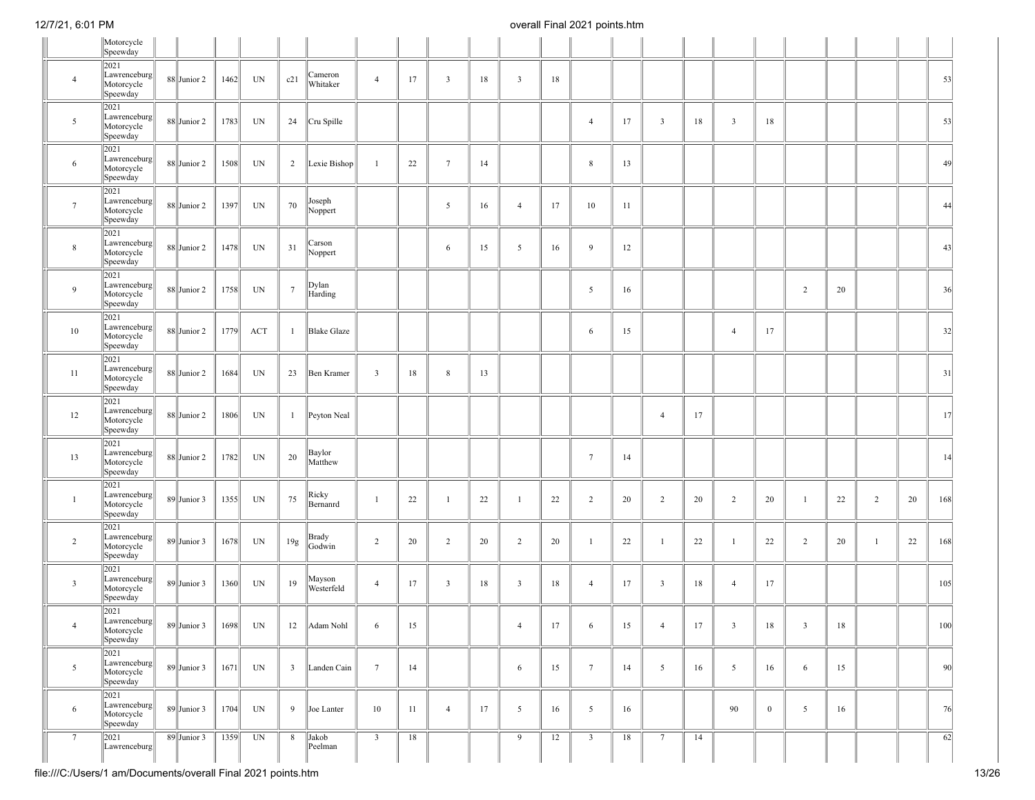| | | | | | | | | | | | | | | | | | | | | | | | |
|---|---|---|---|---|---|---|---|---|---|---|---|---|---|---|---|---|---|---|---|---|---|---|---|
| | Motorcycle Speedway | | | | | | | | | | | | | | | | | | | | | | |
| 4 | 2021 Lawrenceburg Motorcycle Speedway | 88 Junior 2 | 1462 | UN | c21 | Cameron Whitaker | 4 | 17 | 3 | 18 | 3 | 18 | | | | | | | | | | | 53 |
| 5 | 2021 Lawrenceburg Motorcycle Speedway | 88 Junior 2 | 1783 | UN | 24 | Cru Spille | | | | | | | 4 | 17 | 3 | 18 | 3 | 18 | | | | | 53 |
| 6 | 2021 Lawrenceburg Motorcycle Speedway | 88 Junior 2 | 1508 | UN | 2 | Lexie Bishop | 1 | 22 | 7 | 14 | | | 8 | 13 | | | | | | | | | 49 |
| 7 | 2021 Lawrenceburg Motorcycle Speedway | 88 Junior 2 | 1397 | UN | 70 | Joseph Noppert | | | 5 | 16 | 4 | 17 | 10 | 11 | | | | | | | | | 44 |
| 8 | 2021 Lawrenceburg Motorcycle Speedway | 88 Junior 2 | 1478 | UN | 31 | Carson Noppert | | | 6 | 15 | 5 | 16 | 9 | 12 | | | | | | | | | 43 |
| 9 | 2021 Lawrenceburg Motorcycle Speedway | 88 Junior 2 | 1758 | UN | 7 | Dylan Harding | | | | | | | 5 | 16 | | | | | 2 | 20 | | | 36 |
| 10 | 2021 Lawrenceburg Motorcycle Speedway | 88 Junior 2 | 1779 | ACT | 1 | Blake Glaze | | | | | | | 6 | 15 | | | 4 | 17 | | | | | 32 |
| 11 | 2021 Lawrenceburg Motorcycle Speedway | 88 Junior 2 | 1684 | UN | 23 | Ben Kramer | 3 | 18 | 8 | 13 | | | | | | | | | | | | | 31 |
| 12 | 2021 Lawrenceburg Motorcycle Speedway | 88 Junior 2 | 1806 | UN | 1 | Peyton Neal | | | | | | | | | 4 | 17 | | | | | | | 17 |
| 13 | 2021 Lawrenceburg Motorcycle Speedway | 88 Junior 2 | 1782 | UN | 20 | Baylor Matthew | | | | | | | 7 | 14 | | | | | | | | | 14 |
| 1 | 2021 Lawrenceburg Motorcycle Speedway | 89 Junior 3 | 1355 | UN | 75 | Ricky Bernanrd | 1 | 22 | 1 | 22 | 1 | 22 | 2 | 20 | 2 | 20 | 2 | 20 | 1 | 22 | 2 | 20 | 168 |
| 2 | 2021 Lawrenceburg Motorcycle Speedway | 89 Junior 3 | 1678 | UN | 19g | Brady Godwin | 2 | 20 | 2 | 20 | 2 | 20 | 1 | 22 | 1 | 22 | 1 | 22 | 2 | 20 | 1 | 22 | 168 |
| 3 | 2021 Lawrenceburg Motorcycle Speedway | 89 Junior 3 | 1360 | UN | 19 | Mayson Westerfeld | 4 | 17 | 3 | 18 | 3 | 18 | 4 | 17 | 3 | 18 | 4 | 17 | | | | | 105 |
| 4 | 2021 Lawrenceburg Motorcycle Speedway | 89 Junior 3 | 1698 | UN | 12 | Adam Nohl | 6 | 15 | | | 4 | 17 | 6 | 15 | 4 | 17 | 3 | 18 | 3 | 18 | | | 100 |
| 5 | 2021 Lawrenceburg Motorcycle Speedway | 89 Junior 3 | 1671 | UN | 3 | Landen Cain | 7 | 14 | | | 6 | 15 | 7 | 14 | 5 | 16 | 5 | 16 | 6 | 15 | | | 90 |
| 6 | 2021 Lawrenceburg Motorcycle Speedway | 89 Junior 3 | 1704 | UN | 9 | Joe Lanter | 10 | 11 | 4 | 17 | 5 | 16 | 5 | 16 | | | 90 | 0 | 5 | 16 | | | 76 |
| 7 | 2021 Lawrenceburg | 89 Junior 3 | 1359 | UN | 8 | Jakob Peelman | 3 | 18 | | | 9 | 12 | 3 | 18 | 7 | 14 | | | | | | | 62 |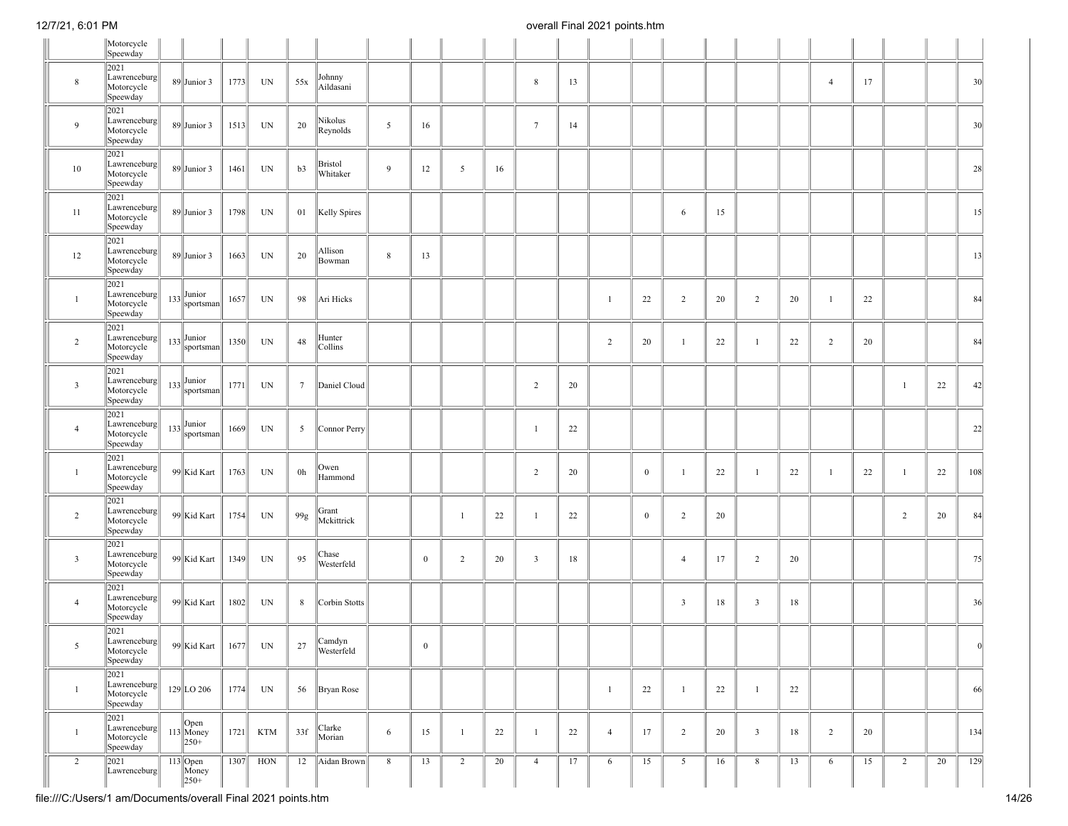| | | | | | | | | | | | | | | | | | | | | | | | | |
|---|---|---|---|---|---|---|---|---|---|---|---|---|---|---|---|---|---|---|---|---|---|---|---|---|
| | Motorcycle Speedway | | | | | | | | | | | | | | | | | | | | | | | |
| 8 | 2021 Lawrenceburg Motorcycle Speedway | 89 | Junior 3 | 1773 | UN | 55x | Johnny Aildasani | | | | | 8 | 13 | | | | | | | | | 4 | 17 | | | 30 |
| 9 | 2021 Lawrenceburg Motorcycle Speedway | 89 | Junior 3 | 1513 | UN | 20 | Nikolus Reynolds | 5 | 16 | | | 7 | 14 | | | | | | | | | | | | | 30 |
| 10 | 2021 Lawrenceburg Motorcycle Speedway | 89 | Junior 3 | 1461 | UN | b3 | Bristol Whitaker | 9 | 12 | 5 | 16 | | | | | | | | | | | | | | | 28 |
| 11 | 2021 Lawrenceburg Motorcycle Speedway | 89 | Junior 3 | 1798 | UN | 01 | Kelly Spires | | | | | | | | | 6 | 15 | | | | | | | | | 15 |
| 12 | 2021 Lawrenceburg Motorcycle Speedway | 89 | Junior 3 | 1663 | UN | 20 | Allison Bowman | 8 | 13 | | | | | | | | | | | | | | | | | 13 |
| 1 | 2021 Lawrenceburg Motorcycle Speedway | 133 | Junior sportsman | 1657 | UN | 98 | Ari Hicks | | | | | | | 1 | 22 | 2 | 20 | 2 | 20 | 1 | 22 | | | 84 |
| 2 | 2021 Lawrenceburg Motorcycle Speedway | 133 | Junior sportsman | 1350 | UN | 48 | Hunter Collins | | | | | | | 2 | 20 | 1 | 22 | 1 | 22 | 2 | 20 | | | 84 |
| 3 | 2021 Lawrenceburg Motorcycle Speedway | 133 | Junior sportsman | 1771 | UN | 7 | Daniel Cloud | | | | | 2 | 20 | | | | | | | | | 1 | 22 | 42 |
| 4 | 2021 Lawrenceburg Motorcycle Speedway | 133 | Junior sportsman | 1669 | UN | 5 | Connor Perry | | | | | 1 | 22 | | | | | | | | | | | 22 |
| 1 | 2021 Lawrenceburg Motorcycle Speedway | 99 | Kid Kart | 1763 | UN | 0h | Owen Hammond | | | | | 2 | 20 | | 0 | 1 | 22 | 1 | 22 | 1 | 22 | 1 | 22 | 108 |
| 2 | 2021 Lawrenceburg Motorcycle Speedway | 99 | Kid Kart | 1754 | UN | 99g | Grant Mckittrick | | | 1 | 22 | 1 | 22 | | 0 | 2 | 20 | | | | | 2 | 20 | 84 |
| 3 | 2021 Lawrenceburg Motorcycle Speedway | 99 | Kid Kart | 1349 | UN | 95 | Chase Westerfeld | | 0 | 2 | 20 | 3 | 18 | | | 4 | 17 | 2 | 20 | | | | | 75 |
| 4 | 2021 Lawrenceburg Motorcycle Speedway | 99 | Kid Kart | 1802 | UN | 8 | Corbin Stotts | | | | | | | | | 3 | 18 | 3 | 18 | | | | | 36 |
| 5 | 2021 Lawrenceburg Motorcycle Speedway | 99 | Kid Kart | 1677 | UN | 27 | Camdyn Westerfeld | | 0 | | | | | | | | | | | | | | | 0 |
| 1 | 2021 Lawrenceburg Motorcycle Speedway | 129 | LO 206 | 1774 | UN | 56 | Bryan Rose | | | | | | | 1 | 22 | 1 | 22 | 1 | 22 | | | | | 66 |
| 1 | 2021 Lawrenceburg Motorcycle Speedway | 113 | Open Money 250+ | 1721 | KTM | 33f | Clarke Morian | 6 | 15 | 1 | 22 | 1 | 22 | 4 | 17 | 2 | 20 | 3 | 18 | 2 | 20 | | | 134 |
| 2 | 2021 Lawrenceburg | 113 | Open Money 250+ | 1307 | HON | 12 | Aidan Brown | 8 | 13 | 2 | 20 | 4 | 17 | 6 | 15 | 5 | 16 | 8 | 13 | 6 | 15 | 2 | 20 | 129 |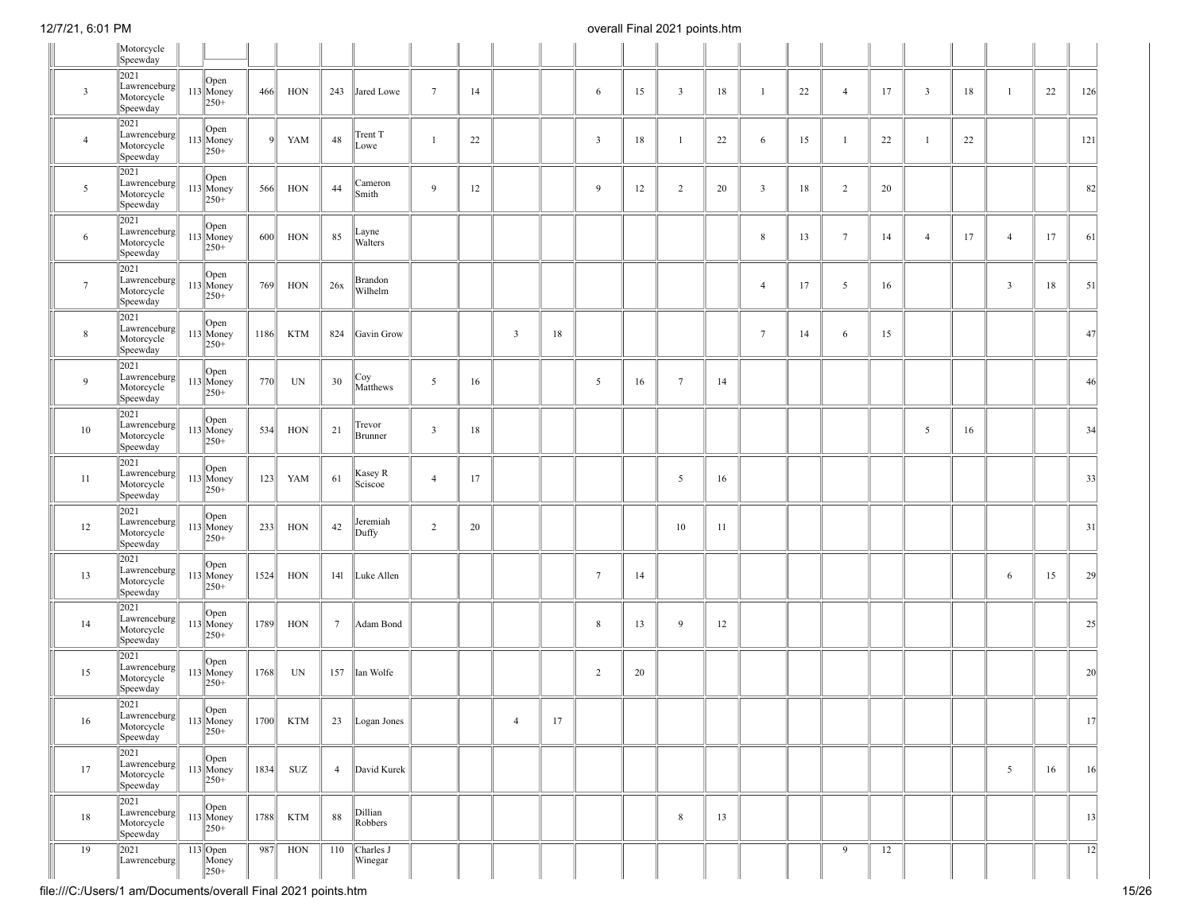| | | | | | | | | | | | | | | | | | | | | | | | | | |
|---|---|---|---|---|---|---|---|---|---|---|---|---|---|---|---|---|---|---|---|---|---|---|---|---|---|
| | Motorcycle Speedway | | | | | | | | | | | | | | | | | | | | | | | | |
| 3 | 2021 Lawrenceburg Motorcycle Speewday | | 113 | Open Money 250+ | 466 | HON | 243 | Jared Lowe | 7 | 14 | | | 6 | 15 | 3 | 18 | 1 | 22 | 4 | 17 | 3 | 18 | 1 | 22 | 126 |
| 4 | 2021 Lawrenceburg Motorcycle Speewday | | 113 | Open Money 250+ | 9 | YAM | 48 | Trent T Lowe | 1 | 22 | | | 3 | 18 | 1 | 22 | 6 | 15 | 1 | 22 | 1 | 22 | | | 121 |
| 5 | 2021 Lawrenceburg Motorcycle Speewday | | 113 | Open Money 250+ | 566 | HON | 44 | Cameron Smith | 9 | 12 | | | 9 | 12 | 2 | 20 | 3 | 18 | 2 | 20 | | | | | 82 |
| 6 | 2021 Lawrenceburg Motorcycle Speewday | | 113 | Open Money 250+ | 600 | HON | 85 | Layne Walters | | | | | | | | | 8 | 13 | 7 | 14 | 4 | 17 | 4 | 17 | 61 |
| 7 | 2021 Lawrenceburg Motorcycle Speewday | | 113 | Open Money 250+ | 769 | HON | 26x | Brandon Wilhelm | | | | | | | | | 4 | 17 | 5 | 16 | | | 3 | 18 | 51 |
| 8 | 2021 Lawrenceburg Motorcycle Speewday | | 113 | Open Money 250+ | 1186 | KTM | 824 | Gavin Grow | | | 3 | 18 | | | | | 7 | 14 | 6 | 15 | | | | | 47 |
| 9 | 2021 Lawrenceburg Motorcycle Speewday | | 113 | Open Money 250+ | 770 | UN | 30 | Coy Matthews | 5 | 16 | | | 5 | 16 | 7 | 14 | | | | | | | | | 46 |
| 10 | 2021 Lawrenceburg Motorcycle Speewday | | 113 | Open Money 250+ | 534 | HON | 21 | Trevor Brunner | 3 | 18 | | | | | | | | | | | 5 | 16 | | | 34 |
| 11 | 2021 Lawrenceburg Motorcycle Speewday | | 113 | Open Money 250+ | 123 | YAM | 61 | Kasey R Sciscoe | 4 | 17 | | | | | 5 | 16 | | | | | | | | | 33 |
| 12 | 2021 Lawrenceburg Motorcycle Speewday | | 113 | Open Money 250+ | 233 | HON | 42 | Jeremiah Duffy | 2 | 20 | | | | | 10 | 11 | | | | | | | | | 31 |
| 13 | 2021 Lawrenceburg Motorcycle Speewday | | 113 | Open Money 250+ | 1524 | HON | 14l | Luke Allen | | | | | 7 | 14 | | | | | | | | | 6 | 15 | 29 |
| 14 | 2021 Lawrenceburg Motorcycle Speewday | | 113 | Open Money 250+ | 1789 | HON | 7 | Adam Bond | | | | | 8 | 13 | 9 | 12 | | | | | | | | | 25 |
| 15 | 2021 Lawrenceburg Motorcycle Speewday | | 113 | Open Money 250+ | 1768 | UN | 157 | Ian Wolfe | | | | | 2 | 20 | | | | | | | | | | | 20 |
| 16 | 2021 Lawrenceburg Motorcycle Speewday | | 113 | Open Money 250+ | 1700 | KTM | 23 | Logan Jones | | | 4 | 17 | | | | | | | | | | | | | 17 |
| 17 | 2021 Lawrenceburg Motorcycle Speewday | | 113 | Open Money 250+ | 1834 | SUZ | 4 | David Kurek | | | | | | | | | | | | | | | 5 | 16 | 16 |
| 18 | 2021 Lawrenceburg Motorcycle Speewday | | 113 | Open Money 250+ | 1788 | KTM | 88 | Dillian Robbers | | | | | | | 8 | 13 | | | | | | | | | 13 |
| 19 | 2021 Lawrenceburg | | 113 | Open Money 250+ | 987 | HON | 110 | Charles J Winegar | | | | | | | | | | | 9 | 12 | | | | | 12 |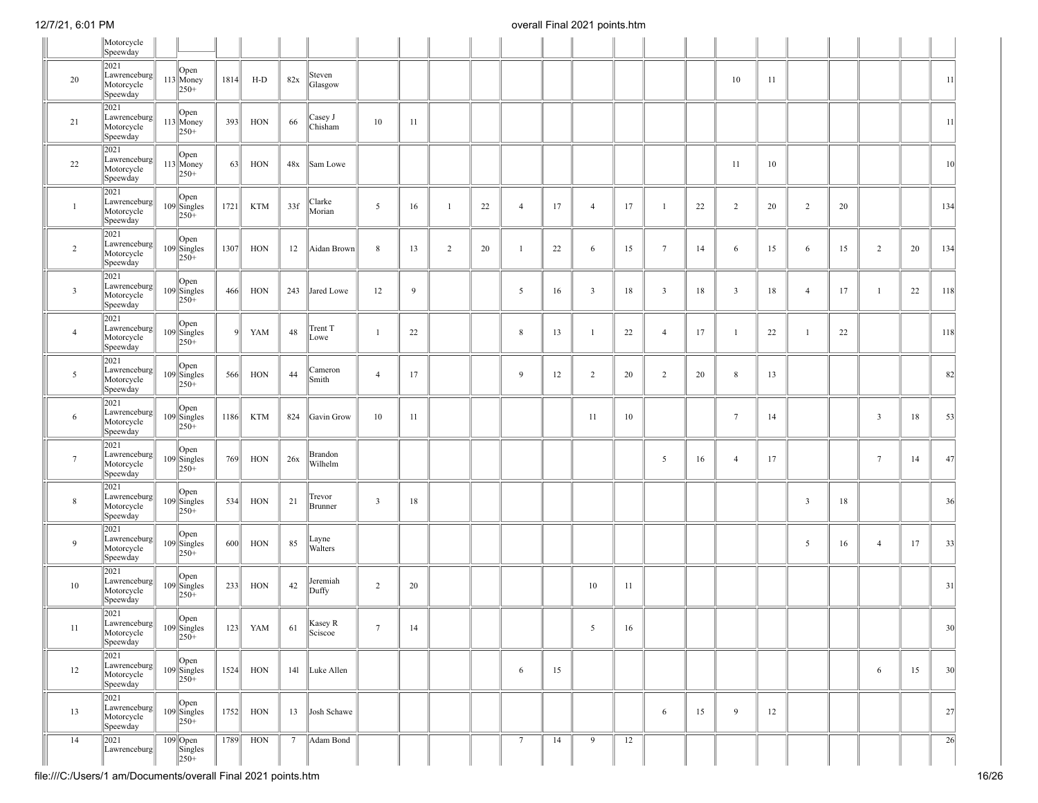| | | | | | | | | | | | | | | | | | | | | | | | | |
|---|---|---|---|---|---|---|---|---|---|---|---|---|---|---|---|---|---|---|---|---|---|---|---|---|
| | Motorcycle Speedway | | | | | | | | | | | | | | | | | | | | | | | |
| 20 | 2021 Lawrenceburg Motorcycle Speedway | 113 | Open Money 250+ | 1814 | H-D | 82x | Steven Glasgow | | | | | | | | | | | 10 | 11 | | | | | 11 |
| 21 | 2021 Lawrenceburg Motorcycle Speedway | 113 | Open Money 250+ | 393 | HON | 66 | Casey J Chisham | 10 | 11 | | | | | | | | | | | | | | | 11 |
| 22 | 2021 Lawrenceburg Motorcycle Speedway | 113 | Open Money 250+ | 63 | HON | 48x | Sam Lowe | | | | | | | | | | | 11 | 10 | | | | | 10 |
| 1 | 2021 Lawrenceburg Motorcycle Speedway | 109 | Open Singles 250+ | 1721 | KTM | 33f | Clarke Morian | 5 | 16 | 1 | 22 | 4 | 17 | 4 | 17 | 1 | 22 | 2 | 20 | 2 | 20 | | | 134 |
| 2 | 2021 Lawrenceburg Motorcycle Speedway | 109 | Open Singles 250+ | 1307 | HON | 12 | Aidan Brown | 8 | 13 | 2 | 20 | 1 | 22 | 6 | 15 | 7 | 14 | 6 | 15 | 6 | 15 | 2 | 20 | 134 |
| 3 | 2021 Lawrenceburg Motorcycle Speedway | 109 | Open Singles 250+ | 466 | HON | 243 | Jared Lowe | 12 | 9 | | | 5 | 16 | 3 | 18 | 3 | 18 | 3 | 18 | 4 | 17 | 1 | 22 | 118 |
| 4 | 2021 Lawrenceburg Motorcycle Speedway | 109 | Open Singles 250+ | 9 | YAM | 48 | Trent T Lowe | 1 | 22 | | | 8 | 13 | 1 | 22 | 4 | 17 | 1 | 22 | 1 | 22 | | | 118 |
| 5 | 2021 Lawrenceburg Motorcycle Speedway | 109 | Open Singles 250+ | 566 | HON | 44 | Cameron Smith | 4 | 17 | | | 9 | 12 | 2 | 20 | 2 | 20 | 8 | 13 | | | | | 82 |
| 6 | 2021 Lawrenceburg Motorcycle Speedway | 109 | Open Singles 250+ | 1186 | KTM | 824 | Gavin Grow | 10 | 11 | | | | | 11 | 10 | | | 7 | 14 | | | 3 | 18 | 53 |
| 7 | 2021 Lawrenceburg Motorcycle Speedway | 109 | Open Singles 250+ | 769 | HON | 26x | Brandon Wilhelm | | | | | | | | | 5 | 16 | 4 | 17 | | | 7 | 14 | 47 |
| 8 | 2021 Lawrenceburg Motorcycle Speedway | 109 | Open Singles 250+ | 534 | HON | 21 | Trevor Brunner | 3 | 18 | | | | | | | | | | | 3 | 18 | | | 36 |
| 9 | 2021 Lawrenceburg Motorcycle Speedway | 109 | Open Singles 250+ | 600 | HON | 85 | Layne Walters | | | | | | | | | | | | | 5 | 16 | 4 | 17 | 33 |
| 10 | 2021 Lawrenceburg Motorcycle Speedway | 109 | Open Singles 250+ | 233 | HON | 42 | Jeremiah Duffy | 2 | 20 | | | | | 10 | 11 | | | | | | | | | 31 |
| 11 | 2021 Lawrenceburg Motorcycle Speedway | 109 | Open Singles 250+ | 123 | YAM | 61 | Kasey R Sciscoe | 7 | 14 | | | | | 5 | 16 | | | | | | | | | 30 |
| 12 | 2021 Lawrenceburg Motorcycle Speedway | 109 | Open Singles 250+ | 1524 | HON | 14l | Luke Allen | | | | | 6 | 15 | | | | | | | | | 6 | 15 | 30 |
| 13 | 2021 Lawrenceburg Motorcycle Speedway | 109 | Open Singles 250+ | 1752 | HON | 13 | Josh Schawe | | | | | | | | | 6 | 15 | 9 | 12 | | | | | 27 |
| 14 | 2021 Lawrenceburg | 109 | Open Singles 250+ | 1789 | HON | 7 | Adam Bond | | | | | 7 | 14 | 9 | 12 | | | | | | | | | 26 |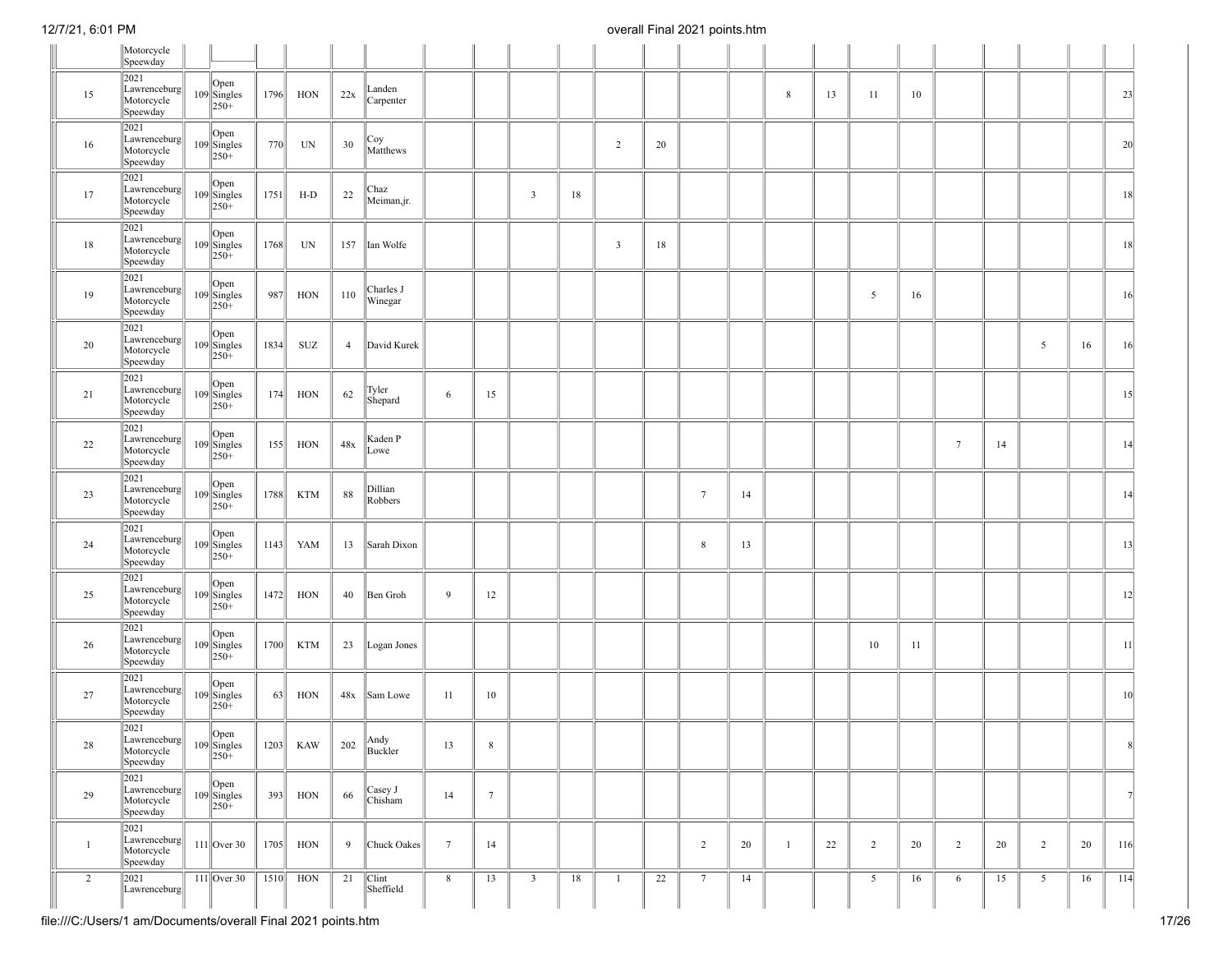| | | | | | | | | | | | | | | | | | | | | | | | | |
|---|---|---|---|---|---|---|---|---|---|---|---|---|---|---|---|---|---|---|---|---|---|---|---|---|
| | Motorcycle Speewday | | | | | | | | | | | | | | | | | | | | | | | |
| 15 | 2021 Lawrenceburg Motorcycle Speewday | 109 | Open Singles 250+ | 1796 | HON | 22x | Landen Carpenter | | | | | | | | | 8 | 13 | 11 | 10 | | | | | 23 |
| 16 | 2021 Lawrenceburg Motorcycle Speewday | 109 | Open Singles 250+ | 770 | UN | 30 | Coy Matthews | | | | | 2 | 20 | | | | | | | | | | | 20 |
| 17 | 2021 Lawrenceburg Motorcycle Speewday | 109 | Open Singles 250+ | 1751 | H-D | 22 | Chaz Meiman,jr. | | | 3 | 18 | | | | | | | | | | | | | 18 |
| 18 | 2021 Lawrenceburg Motorcycle Speewday | 109 | Open Singles 250+ | 1768 | UN | 157 | Ian Wolfe | | | | | 3 | 18 | | | | | | | | | | | 18 |
| 19 | 2021 Lawrenceburg Motorcycle Speewday | 109 | Open Singles 250+ | 987 | HON | 110 | Charles J Winegar | | | | | | | | | | | 5 | 16 | | | | | 16 |
| 20 | 2021 Lawrenceburg Motorcycle Speewday | 109 | Open Singles 250+ | 1834 | SUZ | 4 | David Kurek | | | | | | | | | | | | | | | 5 | 16 | 16 |
| 21 | 2021 Lawrenceburg Motorcycle Speewday | 109 | Open Singles 250+ | 174 | HON | 62 | Tyler Shepard | 6 | 15 | | | | | | | | | | | | | | | 15 |
| 22 | 2021 Lawrenceburg Motorcycle Speewday | 109 | Open Singles 250+ | 155 | HON | 48x | Kaden P Lowe | | | | | | | | | | | | | 7 | 14 | | | 14 |
| 23 | 2021 Lawrenceburg Motorcycle Speewday | 109 | Open Singles 250+ | 1788 | KTM | 88 | Dillian Robbers | | | | | | | 7 | 14 | | | | | | | | | 14 |
| 24 | 2021 Lawrenceburg Motorcycle Speewday | 109 | Open Singles 250+ | 1143 | YAM | 13 | Sarah Dixon | | | | | | | 8 | 13 | | | | | | | | | 13 |
| 25 | 2021 Lawrenceburg Motorcycle Speewday | 109 | Open Singles 250+ | 1472 | HON | 40 | Ben Groh | 9 | 12 | | | | | | | | | | | | | | | 12 |
| 26 | 2021 Lawrenceburg Motorcycle Speewday | 109 | Open Singles 250+ | 1700 | KTM | 23 | Logan Jones | | | | | | | | | | | 10 | 11 | | | | | 11 |
| 27 | 2021 Lawrenceburg Motorcycle Speewday | 109 | Open Singles 250+ | 63 | HON | 48x | Sam Lowe | 11 | 10 | | | | | | | | | | | | | | | 10 |
| 28 | 2021 Lawrenceburg Motorcycle Speewday | 109 | Open Singles 250+ | 1203 | KAW | 202 | Andy Buckler | 13 | 8 | | | | | | | | | | | | | | | 8 |
| 29 | 2021 Lawrenceburg Motorcycle Speewday | 109 | Open Singles 250+ | 393 | HON | 66 | Casey J Chisham | 14 | 7 | | | | | | | | | | | | | | | 7 |
| 1 | 2021 Lawrenceburg Motorcycle Speewday | 111 | Over 30 | 1705 | HON | 9 | Chuck Oakes | 7 | 14 | | | | | 2 | 20 | 1 | 22 | 2 | 20 | 2 | 20 | 2 | 20 | 116 |
| 2 | 2021 Lawrenceburg | 111 | Over 30 | 1510 | HON | 21 | Clint Sheffield | 8 | 13 | 3 | 18 | 1 | 22 | 7 | 14 | | | 5 | 16 | 6 | 15 | 5 | 16 | 114 |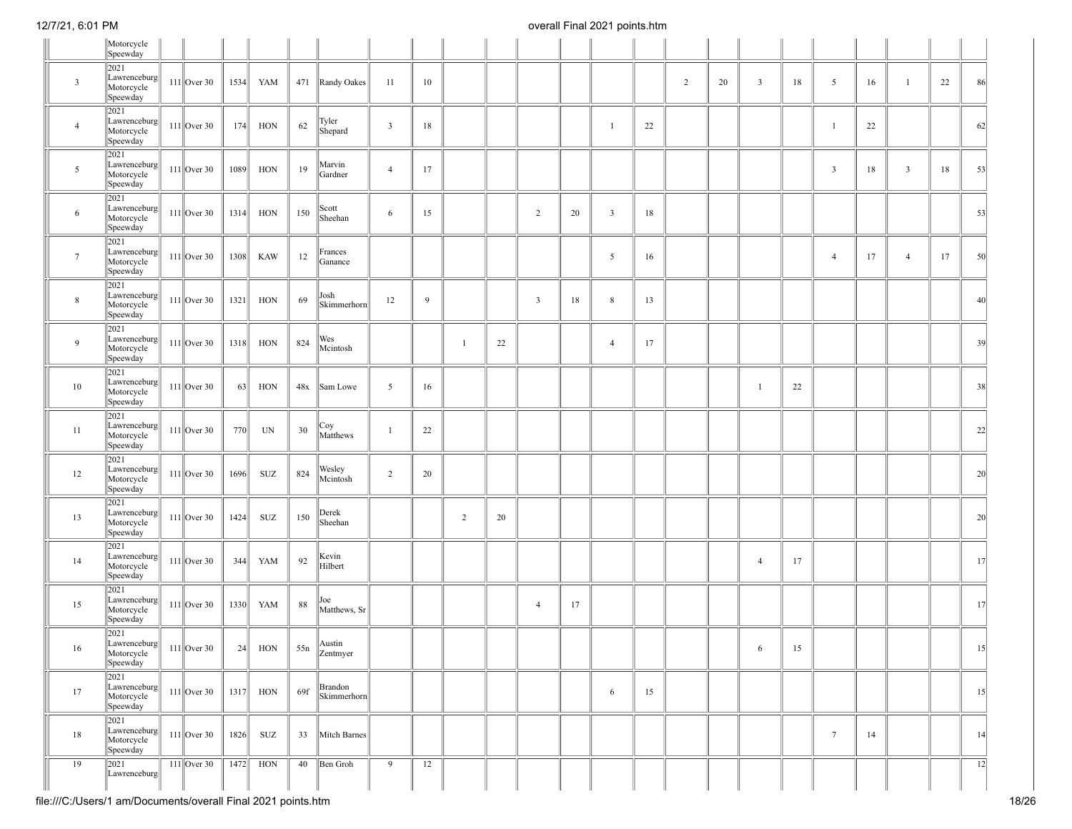| | | | | | | | | | | | | | | | | | | | | | | | | |
|---|---|---|---|---|---|---|---|---|---|---|---|---|---|---|---|---|---|---|---|---|---|---|---|---|
| | Motorcycle Speedway | | | | | | | | | | | | | | | | | | | | | | | |
| 3 | 2021 Lawrenceburg Motorcycle Speedway | 111 | Over 30 | 1534 | YAM | 471 | Randy Oakes | 11 | 10 | | | | | | | 2 | 20 | 3 | 18 | 5 | 16 | 1 | 22 | 86 |
| 4 | 2021 Lawrenceburg Motorcycle Speedway | 111 | Over 30 | 174 | HON | 62 | Tyler Shepard | 3 | 18 | | | | | 1 | 22 | | | | | 1 | 22 | | | 62 |
| 5 | 2021 Lawrenceburg Motorcycle Speedway | 111 | Over 30 | 1089 | HON | 19 | Marvin Gardner | 4 | 17 | | | | | | | | | | | 3 | 18 | 3 | 18 | 53 |
| 6 | 2021 Lawrenceburg Motorcycle Speedway | 111 | Over 30 | 1314 | HON | 150 | Scott Sheehan | 6 | 15 | | | 2 | 20 | 3 | 18 | | | | | | | | | 53 |
| 7 | 2021 Lawrenceburg Motorcycle Speedway | 111 | Over 30 | 1308 | KAW | 12 | Frances Ganance | | | | | | | 5 | 16 | | | | | 4 | 17 | 4 | 17 | 50 |
| 8 | 2021 Lawrenceburg Motorcycle Speedway | 111 | Over 30 | 1321 | HON | 69 | Josh Skimmerhorn | 12 | 9 | | | 3 | 18 | 8 | 13 | | | | | | | | | 40 |
| 9 | 2021 Lawrenceburg Motorcycle Speedway | 111 | Over 30 | 1318 | HON | 824 | Wes Mcintosh | | | 1 | 22 | | | 4 | 17 | | | | | | | | | 39 |
| 10 | 2021 Lawrenceburg Motorcycle Speedway | 111 | Over 30 | 63 | HON | 48x | Sam Lowe | 5 | 16 | | | | | | | | | 1 | 22 | | | | | 38 |
| 11 | 2021 Lawrenceburg Motorcycle Speedway | 111 | Over 30 | 770 | UN | 30 | Coy Matthews | 1 | 22 | | | | | | | | | | | | | | | 22 |
| 12 | 2021 Lawrenceburg Motorcycle Speedway | 111 | Over 30 | 1696 | SUZ | 824 | Wesley Mcintosh | 2 | 20 | | | | | | | | | | | | | | | 20 |
| 13 | 2021 Lawrenceburg Motorcycle Speedway | 111 | Over 30 | 1424 | SUZ | 150 | Derek Sheehan | | | 2 | 20 | | | | | | | | | | | | | 20 |
| 14 | 2021 Lawrenceburg Motorcycle Speedway | 111 | Over 30 | 344 | YAM | 92 | Kevin Hilbert | | | | | | | | | | | 4 | 17 | | | | | 17 |
| 15 | 2021 Lawrenceburg Motorcycle Speedway | 111 | Over 30 | 1330 | YAM | 88 | Joe Matthews, Sr | | | | | 4 | 17 | | | | | | | | | | | 17 |
| 16 | 2021 Lawrenceburg Motorcycle Speedway | 111 | Over 30 | 24 | HON | 55n | Austin Zentmyer | | | | | | | | | | | 6 | 15 | | | | | 15 |
| 17 | 2021 Lawrenceburg Motorcycle Speedway | 111 | Over 30 | 1317 | HON | 69f | Brandon Skimmerhorn | | | | | | | 6 | 15 | | | | | | | | | 15 |
| 18 | 2021 Lawrenceburg Motorcycle Speedway | 111 | Over 30 | 1826 | SUZ | 33 | Mitch Barnes | | | | | | | | | | | | | 7 | 14 | | | 14 |
| 19 | 2021 Lawrenceburg | 111 | Over 30 | 1472 | HON | 40 | Ben Groh | 9 | 12 | | | | | | | | | | | | | | | 12 |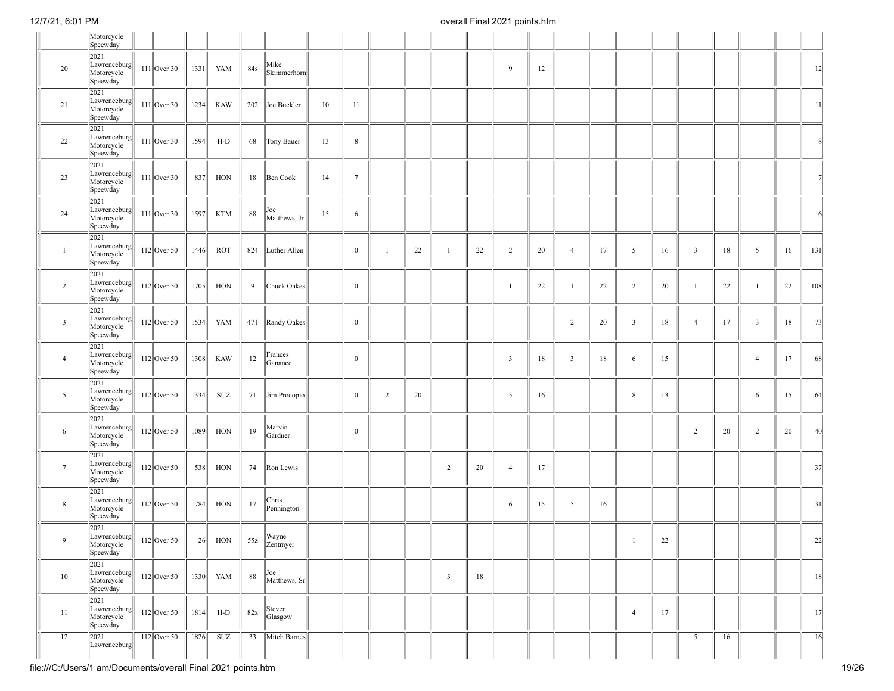| | | | | | | | | | | | | | | | | | | | | | | | | |
|---|---|---|---|---|---|---|---|---|---|---|---|---|---|---|---|---|---|---|---|---|---|---|---|---|
| | Motorcycle Speewday | | | | | | | | | | | | | | | | | | | | | | | |
| 20 | 2021 Lawrenceburg Motorcycle Speewday | 111 | Over 30 | 1331 | YAM | 84s | Mike Skimmerhorn | | | | | | | 9 | 12 | | | | | | | | | 12 |
| 21 | 2021 Lawrenceburg Motorcycle Speewday | 111 | Over 30 | 1234 | KAW | 202 | Joe Buckler | 10 | 11 | | | | | | | | | | | | | | | 11 |
| 22 | 2021 Lawrenceburg Motorcycle Speewday | 111 | Over 30 | 1594 | H-D | 68 | Tony Bauer | 13 | 8 | | | | | | | | | | | | | | | 8 |
| 23 | 2021 Lawrenceburg Motorcycle Speewday | 111 | Over 30 | 837 | HON | 18 | Ben Cook | 14 | 7 | | | | | | | | | | | | | | | 7 |
| 24 | 2021 Lawrenceburg Motorcycle Speewday | 111 | Over 30 | 1597 | KTM | 88 | Joe Matthews, Jr | 15 | 6 | | | | | | | | | | | | | | | 6 |
| 1 | 2021 Lawrenceburg Motorcycle Speewday | 112 | Over 50 | 1446 | ROT | 824 | Luther Allen | | 0 | 1 | 22 | 1 | 22 | 2 | 20 | 4 | 17 | 5 | 16 | 3 | 18 | 5 | 16 | 131 |
| 2 | 2021 Lawrenceburg Motorcycle Speewday | 112 | Over 50 | 1705 | HON | 9 | Chuck Oakes | | 0 | | | | | 1 | 22 | 1 | 22 | 2 | 20 | 1 | 22 | 1 | 22 | 108 |
| 3 | 2021 Lawrenceburg Motorcycle Speewday | 112 | Over 50 | 1534 | YAM | 471 | Randy Oakes | | 0 | | | | | | | 2 | 20 | 3 | 18 | 4 | 17 | 3 | 18 | 73 |
| 4 | 2021 Lawrenceburg Motorcycle Speewday | 112 | Over 50 | 1308 | KAW | 12 | Frances Ganance | | 0 | | | | | 3 | 18 | 3 | 18 | 6 | 15 | | | 4 | 17 | 68 |
| 5 | 2021 Lawrenceburg Motorcycle Speewday | 112 | Over 50 | 1334 | SUZ | 71 | Jim Procopio | | 0 | 2 | 20 | | | 5 | 16 | | | 8 | 13 | | | 6 | 15 | 64 |
| 6 | 2021 Lawrenceburg Motorcycle Speewday | 112 | Over 50 | 1089 | HON | 19 | Marvin Gardner | | 0 | | | | | | | | | | | 2 | 20 | 2 | 20 | 40 |
| 7 | 2021 Lawrenceburg Motorcycle Speewday | 112 | Over 50 | 538 | HON | 74 | Ron Lewis | | | | | 2 | 20 | 4 | 17 | | | | | | | | | 37 |
| 8 | 2021 Lawrenceburg Motorcycle Speewday | 112 | Over 50 | 1784 | HON | 17 | Chris Pennington | | | | | | | 6 | 15 | 5 | 16 | | | | | | | 31 |
| 9 | 2021 Lawrenceburg Motorcycle Speewday | 112 | Over 50 | 26 | HON | 55z | Wayne Zentmyer | | | | | | | | | | | 1 | 22 | | | | | 22 |
| 10 | 2021 Lawrenceburg Motorcycle Speewday | 112 | Over 50 | 1330 | YAM | 88 | Joe Matthews, Sr | | | | | 3 | 18 | | | | | | | | | | | 18 |
| 11 | 2021 Lawrenceburg Motorcycle Speewday | 112 | Over 50 | 1814 | H-D | 82x | Steven Glasgow | | | | | | | | | | | 4 | 17 | | | | | 17 |
| 12 | 2021 Lawrenceburg | 112 | Over 50 | 1826 | SUZ | 33 | Mitch Barnes | | | | | | | | | | | | | 5 | 16 | | | 16 |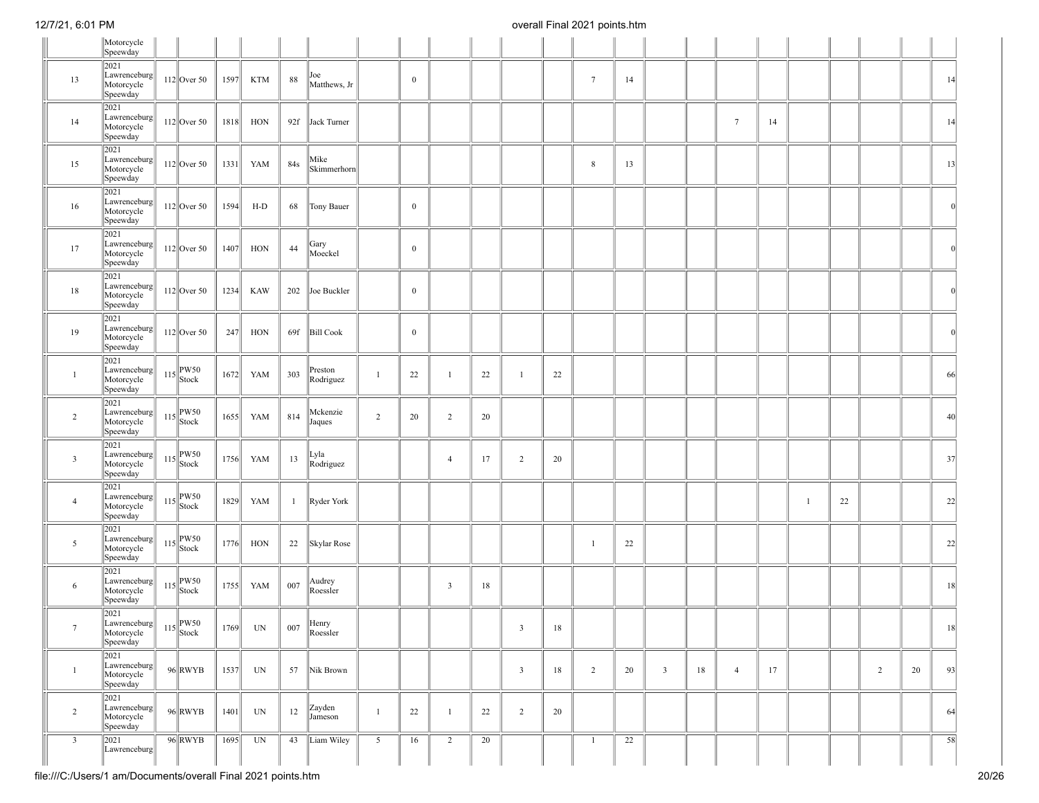| | | | | | | | | | | | | | | | | | | | | | | | | |
|---|---|---|---|---|---|---|---|---|---|---|---|---|---|---|---|---|---|---|---|---|---|---|---|---|
| | Motorcycle Speedway | | | | | | | | | | | | | | | | | | | | | | | |
| 13 | 2021 Lawrenceburg Motorcycle Speedway | 112 | Over 50 | 1597 | KTM | 88 | Joe Matthews, Jr | | 0 | | | | | 7 | 14 | | | | | | | | | 14 |
| 14 | 2021 Lawrenceburg Motorcycle Speedway | 112 | Over 50 | 1818 | HON | 92f | Jack Turner | | | | | | | | | | | 7 | 14 | | | | | 14 |
| 15 | 2021 Lawrenceburg Motorcycle Speedway | 112 | Over 50 | 1331 | YAM | 84s | Mike Skimmerhorn | | | | | | | 8 | 13 | | | | | | | | | 13 |
| 16 | 2021 Lawrenceburg Motorcycle Speedway | 112 | Over 50 | 1594 | H-D | 68 | Tony Bauer | | 0 | | | | | | | | | | | | | | | 0 |
| 17 | 2021 Lawrenceburg Motorcycle Speedway | 112 | Over 50 | 1407 | HON | 44 | Gary Moeckel | | 0 | | | | | | | | | | | | | | | 0 |
| 18 | 2021 Lawrenceburg Motorcycle Speedway | 112 | Over 50 | 1234 | KAW | 202 | Joe Buckler | | 0 | | | | | | | | | | | | | | | 0 |
| 19 | 2021 Lawrenceburg Motorcycle Speedway | 112 | Over 50 | 247 | HON | 69f | Bill Cook | | 0 | | | | | | | | | | | | | | | 0 |
| 1 | 2021 Lawrenceburg Motorcycle Speedway | 115 | PW50 Stock | 1672 | YAM | 303 | Preston Rodriguez | 1 | 22 | 1 | 22 | 1 | 22 | | | | | | | | | | | 66 |
| 2 | 2021 Lawrenceburg Motorcycle Speedway | 115 | PW50 Stock | 1655 | YAM | 814 | Mckenzie Jaques | 2 | 20 | 2 | 20 | | | | | | | | | | | | | 40 |
| 3 | 2021 Lawrenceburg Motorcycle Speedway | 115 | PW50 Stock | 1756 | YAM | 13 | Lyla Rodriguez | | | 4 | 17 | 2 | 20 | | | | | | | | | | | 37 |
| 4 | 2021 Lawrenceburg Motorcycle Speedway | 115 | PW50 Stock | 1829 | YAM | 1 | Ryder York | | | | | | | | | | | | | 1 | 22 | | | 22 |
| 5 | 2021 Lawrenceburg Motorcycle Speedway | 115 | PW50 Stock | 1776 | HON | 22 | Skylar Rose | | | | | | | 1 | 22 | | | | | | | | | 22 |
| 6 | 2021 Lawrenceburg Motorcycle Speedway | 115 | PW50 Stock | 1755 | YAM | 007 | Audrey Roessler | | | 3 | 18 | | | | | | | | | | | | | 18 |
| 7 | 2021 Lawrenceburg Motorcycle Speedway | 115 | PW50 Stock | 1769 | UN | 007 | Henry Roessler | | | | | 3 | 18 | | | | | | | | | | | 18 |
| 1 | 2021 Lawrenceburg Motorcycle Speedway | 96 | RWYB | 1537 | UN | 57 | Nik Brown | | | | | 3 | 18 | 2 | 20 | 3 | 18 | 4 | 17 | | | 2 | 20 | 93 |
| 2 | 2021 Lawrenceburg Motorcycle Speedway | 96 | RWYB | 1401 | UN | 12 | Zayden Jameson | 1 | 22 | 1 | 22 | 2 | 20 | | | | | | | | | | | 64 |
| 3 | 2021 Lawrenceburg | 96 | RWYB | 1695 | UN | 43 | Liam Wiley | 5 | 16 | 2 | 20 | | | 1 | 22 | | | | | | | | | 58 |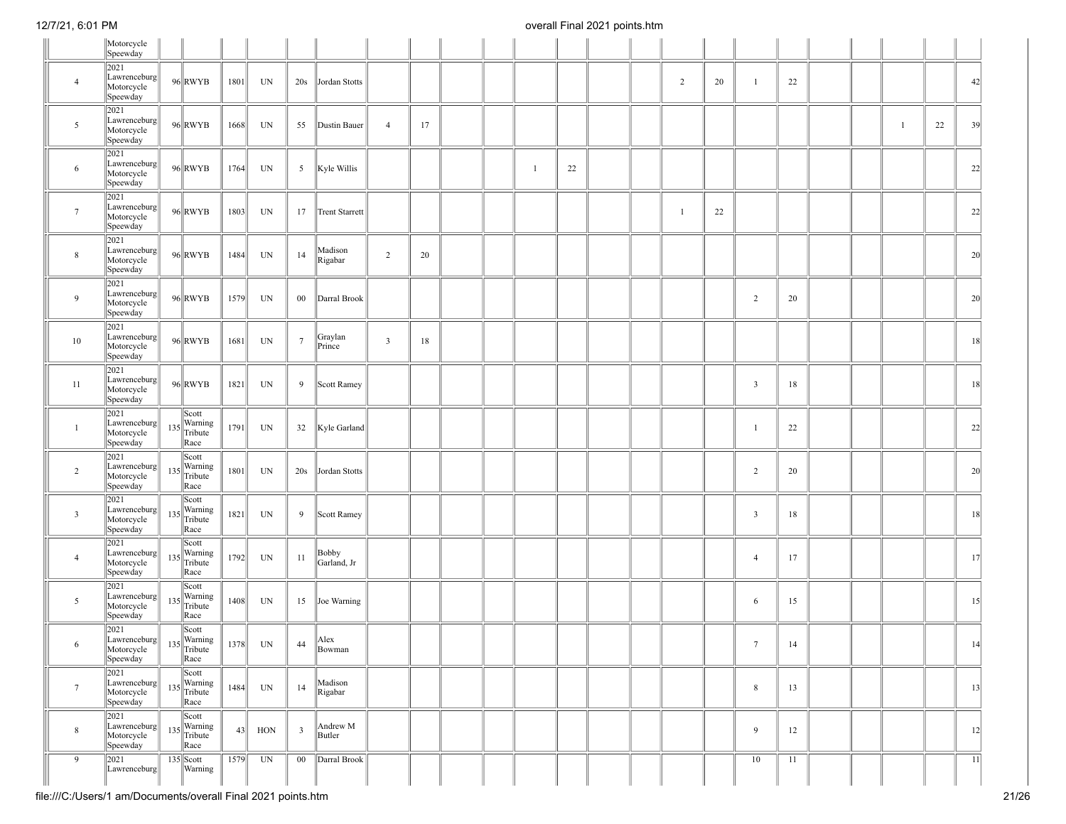| | | | | | | | | | | | | | | | | | | | | | | | | |
|---|---|---|---|---|---|---|---|---|---|---|---|---|---|---|---|---|---|---|---|---|---|---|---|---|
| | Motorcycle Speeway | | | | | | | | | | | | | | | | | | | | | | | |
| 4 | 2021 Lawrenceburg Motorcycle Speeway | 96 | RWYB | 1801 | UN | 20s | Jordan Stotts | | | | | | | | | 2 | 20 | 1 | 22 | | | | | 42 |
| 5 | 2021 Lawrenceburg Motorcycle Speeway | 96 | RWYB | 1668 | UN | 55 | Dustin Bauer | 4 | 17 | | | | | | | | | | | | | 1 | 22 | 39 |
| 6 | 2021 Lawrenceburg Motorcycle Speeway | 96 | RWYB | 1764 | UN | 5 | Kyle Willis | | | | | 1 | 22 | | | | | | | | | | | 22 |
| 7 | 2021 Lawrenceburg Motorcycle Speeway | 96 | RWYB | 1803 | UN | 17 | Trent Starrett | | | | | | | | | 1 | 22 | | | | | | | 22 |
| 8 | 2021 Lawrenceburg Motorcycle Speeway | 96 | RWYB | 1484 | UN | 14 | Madison Rigabar | 2 | 20 | | | | | | | | | | | | | | | 20 |
| 9 | 2021 Lawrenceburg Motorcycle Speeway | 96 | RWYB | 1579 | UN | 00 | Darral Brook | | | | | | | | | | | 2 | 20 | | | | | 20 |
| 10 | 2021 Lawrenceburg Motorcycle Speeway | 96 | RWYB | 1681 | UN | 7 | Graylan Prince | 3 | 18 | | | | | | | | | | | | | | | 18 |
| 11 | 2021 Lawrenceburg Motorcycle Speeway | 96 | RWYB | 1821 | UN | 9 | Scott Ramey | | | | | | | | | | | 3 | 18 | | | | | 18 |
| 1 | 2021 Lawrenceburg Motorcycle Speeway | 135 | Scott Warning Tribute Race | 1791 | UN | 32 | Kyle Garland | | | | | | | | | | | 1 | 22 | | | | | 22 |
| 2 | 2021 Lawrenceburg Motorcycle Speeway | 135 | Scott Warning Tribute Race | 1801 | UN | 20s | Jordan Stotts | | | | | | | | | | | 2 | 20 | | | | | 20 |
| 3 | 2021 Lawrenceburg Motorcycle Speeway | 135 | Scott Warning Tribute Race | 1821 | UN | 9 | Scott Ramey | | | | | | | | | | | 3 | 18 | | | | | 18 |
| 4 | 2021 Lawrenceburg Motorcycle Speeway | 135 | Scott Warning Tribute Race | 1792 | UN | 11 | Bobby Garland, Jr | | | | | | | | | | | 4 | 17 | | | | | 17 |
| 5 | 2021 Lawrenceburg Motorcycle Speeway | 135 | Scott Warning Tribute Race | 1408 | UN | 15 | Joe Warning | | | | | | | | | | | 6 | 15 | | | | | 15 |
| 6 | 2021 Lawrenceburg Motorcycle Speeway | 135 | Scott Warning Tribute Race | 1378 | UN | 44 | Alex Bowman | | | | | | | | | | | 7 | 14 | | | | | 14 |
| 7 | 2021 Lawrenceburg Motorcycle Speeway | 135 | Scott Warning Tribute Race | 1484 | UN | 14 | Madison Rigabar | | | | | | | | | | | 8 | 13 | | | | | 13 |
| 8 | 2021 Lawrenceburg Motorcycle Speeway | 135 | Scott Warning Tribute Race | 43 | HON | 3 | Andrew M Butler | | | | | | | | | | | 9 | 12 | | | | | 12 |
| 9 | 2021 Lawrenceburg | 135 | Scott Warning | 1579 | UN | 00 | Darral Brook | | | | | | | | | | | 10 | 11 | | | | | 11 |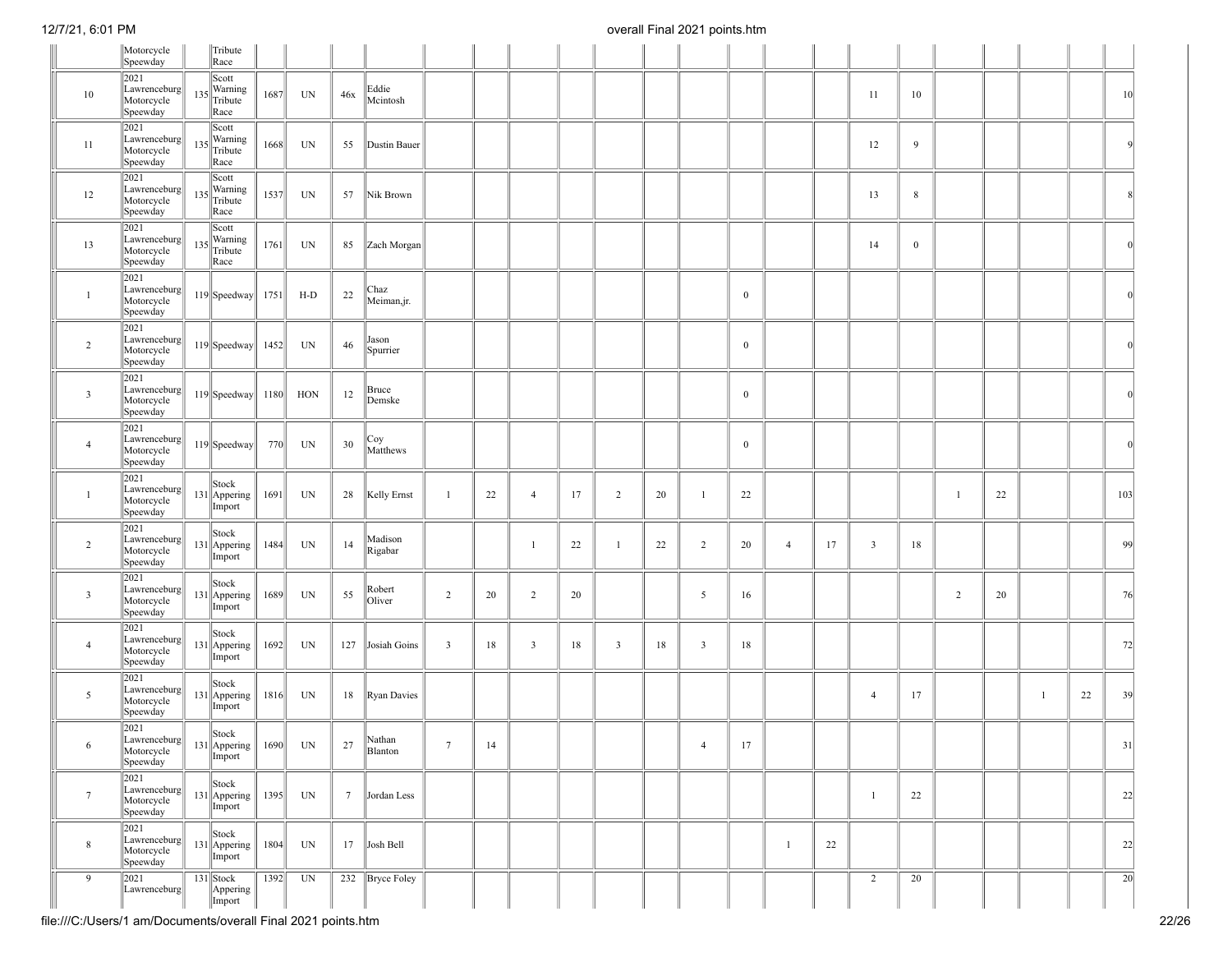| | | | | | | | | | | | | | | | | | | | | | | | | |
|---|---|---|---|---|---|---|---|---|---|---|---|---|---|---|---|---|---|---|---|---|---|---|---|---|
| | Motorcycle Speedway | | Tribute Race | | | | | | | | | | | | | | | | | | | | | |
| 10 | 2021 Lawrenceburg Motorcycle Speedway | 135 | Scott Warning Tribute Race | 1687 | UN | 46x | Eddie Mcintosh | | | | | | | | | | | 11 | 10 | | | | | 10 |
| 11 | 2021 Lawrenceburg Motorcycle Speedway | 135 | Scott Warning Tribute Race | 1668 | UN | 55 | Dustin Bauer | | | | | | | | | | | 12 | 9 | | | | | 9 |
| 12 | 2021 Lawrenceburg Motorcycle Speedway | 135 | Scott Warning Tribute Race | 1537 | UN | 57 | Nik Brown | | | | | | | | | | | 13 | 8 | | | | | 8 |
| 13 | 2021 Lawrenceburg Motorcycle Speedway | 135 | Scott Warning Tribute Race | 1761 | UN | 85 | Zach Morgan | | | | | | | | | | | 14 | 0 | | | | | 0 |
| 1 | 2021 Lawrenceburg Motorcycle Speedway | 119 | Speedway | 1751 | H-D | 22 | Chaz Meiman,jr. | | | | | | | | 0 | | | | | | | | | 0 |
| 2 | 2021 Lawrenceburg Motorcycle Speedway | 119 | Speedway | 1452 | UN | 46 | Jason Spurrier | | | | | | | | 0 | | | | | | | | | 0 |
| 3 | 2021 Lawrenceburg Motorcycle Speedway | 119 | Speedway | 1180 | HON | 12 | Bruce Demske | | | | | | | | 0 | | | | | | | | | 0 |
| 4 | 2021 Lawrenceburg Motorcycle Speedway | 119 | Speedway | 770 | UN | 30 | Coy Matthews | | | | | | | | 0 | | | | | | | | | 0 |
| 1 | 2021 Lawrenceburg Motorcycle Speedway | 131 | Stock Appering Import | 1691 | UN | 28 | Kelly Ernst | 1 | 22 | 4 | 17 | 2 | 20 | 1 | 22 | | | | | 1 | 22 | | | 103 |
| 2 | 2021 Lawrenceburg Motorcycle Speedway | 131 | Stock Appering Import | 1484 | UN | 14 | Madison Rigabar | | | 1 | 22 | 1 | 22 | 2 | 20 | 4 | 17 | 3 | 18 | | | | | 99 |
| 3 | 2021 Lawrenceburg Motorcycle Speedway | 131 | Stock Appering Import | 1689 | UN | 55 | Robert Oliver | 2 | 20 | 2 | 20 | | | 5 | 16 | | | | | 2 | 20 | | | 76 |
| 4 | 2021 Lawrenceburg Motorcycle Speedway | 131 | Stock Appering Import | 1692 | UN | 127 | Josiah Goins | 3 | 18 | 3 | 18 | 3 | 18 | 3 | 18 | | | | | | | | | 72 |
| 5 | 2021 Lawrenceburg Motorcycle Speedway | 131 | Stock Appering Import | 1816 | UN | 18 | Ryan Davies | | | | | | | | | | | 4 | 17 | | | 1 | 22 | 39 |
| 6 | 2021 Lawrenceburg Motorcycle Speedway | 131 | Stock Appering Import | 1690 | UN | 27 | Nathan Blanton | 7 | 14 | | | | | 4 | 17 | | | | | | | | | 31 |
| 7 | 2021 Lawrenceburg Motorcycle Speedway | 131 | Stock Appering Import | 1395 | UN | 7 | Jordan Less | | | | | | | | | | | 1 | 22 | | | | | 22 |
| 8 | 2021 Lawrenceburg Motorcycle Speedway | 131 | Stock Appering Import | 1804 | UN | 17 | Josh Bell | | | | | | | | | 1 | 22 | | | | | | | 22 |
| 9 | 2021 Lawrenceburg | 131 | Stock Appering Import | 1392 | UN | 232 | Bryce Foley | | | | | | | | | | | 2 | 20 | | | | | 20 |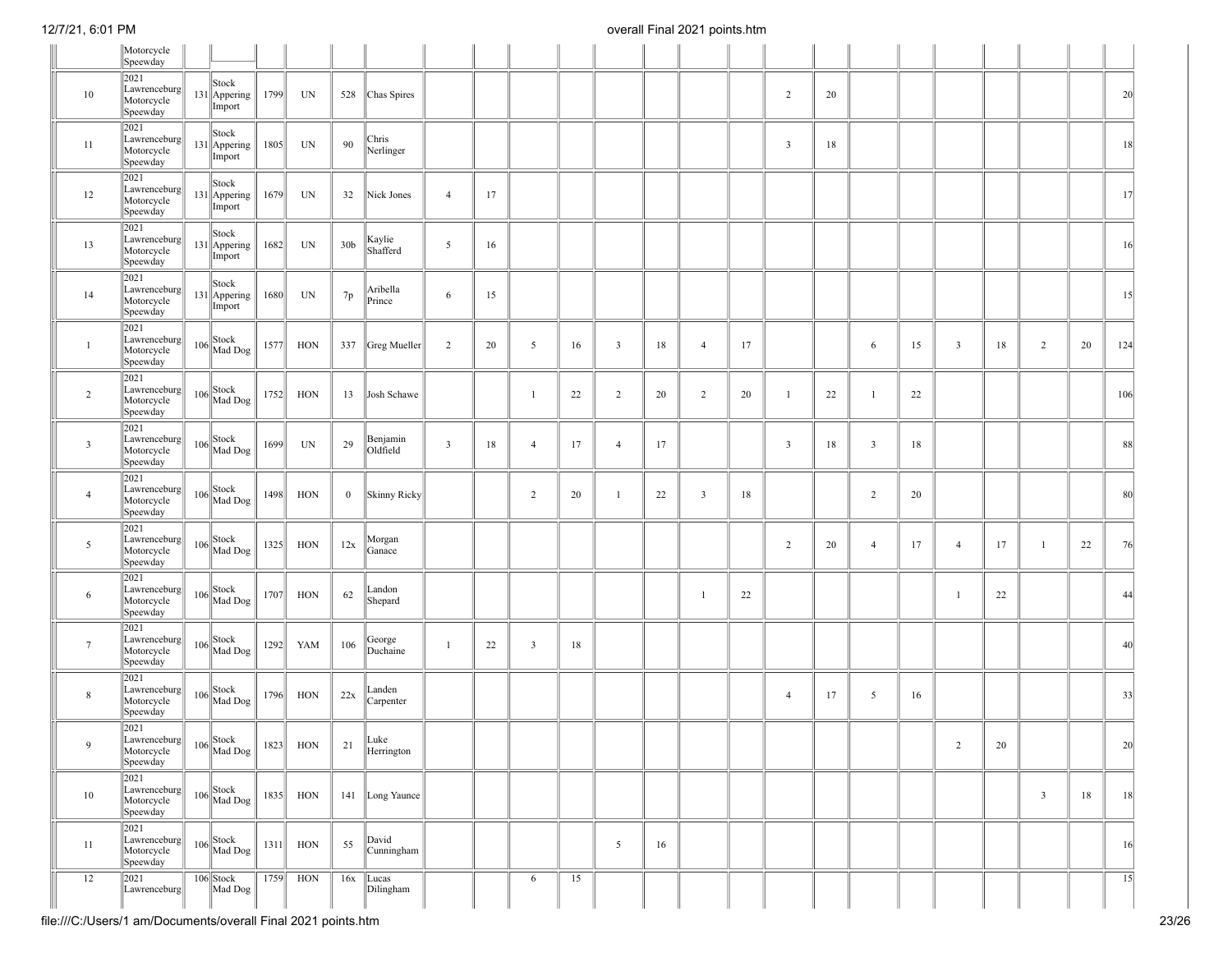| | | | | | | | | | | | | | | | | | | | | | | | | | |
|---|---|---|---|---|---|---|---|---|---|---|---|---|---|---|---|---|---|---|---|---|---|---|---|---|---|
| | Motorcycle Speewday | | | | | | | | | | | | | | | | | | | | | | | | |
| 10 | 2021 Lawrenceburg Motorcycle Speewday | 131 | Stock Appering Import | 1799 | UN | 528 | Chas Spires | | | | | | | | | 2 | 20 | | | | | | | | 20 |
| 11 | 2021 Lawrenceburg Motorcycle Speewday | 131 | Stock Appering Import | 1805 | UN | 90 | Chris Nerlinger | | | | | | | | | 3 | 18 | | | | | | | | 18 |
| 12 | 2021 Lawrenceburg Motorcycle Speewday | 131 | Stock Appering Import | 1679 | UN | 32 | Nick Jones | 4 | 17 | | | | | | | | | | | | | | | | 17 |
| 13 | 2021 Lawrenceburg Motorcycle Speewday | 131 | Stock Appering Import | 1682 | UN | 30b | Kaylie Shafferd | 5 | 16 | | | | | | | | | | | | | | | | 16 |
| 14 | 2021 Lawrenceburg Motorcycle Speewday | 131 | Stock Appering Import | 1680 | UN | 7p | Aribella Prince | 6 | 15 | | | | | | | | | | | | | | | | 15 |
| 1 | 2021 Lawrenceburg Motorcycle Speewday | 106 | Stock Mad Dog | 1577 | HON | 337 | Greg Mueller | 2 | 20 | 5 | 16 | 3 | 18 | 4 | 17 | | | 6 | 15 | 3 | 18 | 2 | 20 | | 124 |
| 2 | 2021 Lawrenceburg Motorcycle Speewday | 106 | Stock Mad Dog | 1752 | HON | 13 | Josh Schawe | | | 1 | 22 | 2 | 20 | 2 | 20 | 1 | 22 | 1 | 22 | | | | | | 106 |
| 3 | 2021 Lawrenceburg Motorcycle Speewday | 106 | Stock Mad Dog | 1699 | UN | 29 | Benjamin Oldfield | 3 | 18 | 4 | 17 | 4 | 17 | | | 3 | 18 | 3 | 18 | | | | | | 88 |
| 4 | 2021 Lawrenceburg Motorcycle Speewday | 106 | Stock Mad Dog | 1498 | HON | 0 | Skinny Ricky | | | 2 | 20 | 1 | 22 | 3 | 18 | | | 2 | 20 | | | | | | 80 |
| 5 | 2021 Lawrenceburg Motorcycle Speewday | 106 | Stock Mad Dog | 1325 | HON | 12x | Morgan Ganace | | | | | | | | | 2 | 20 | 4 | 17 | 4 | 17 | 1 | 22 | | 76 |
| 6 | 2021 Lawrenceburg Motorcycle Speewday | 106 | Stock Mad Dog | 1707 | HON | 62 | Landon Shepard | | | | | | | 1 | 22 | | | | | 1 | 22 | | | | 44 |
| 7 | 2021 Lawrenceburg Motorcycle Speewday | 106 | Stock Mad Dog | 1292 | YAM | 106 | George Duchaine | 1 | 22 | 3 | 18 | | | | | | | | | | | | | | 40 |
| 8 | 2021 Lawrenceburg Motorcycle Speewday | 106 | Stock Mad Dog | 1796 | HON | 22x | Landen Carpenter | | | | | | | | | 4 | 17 | 5 | 16 | | | | | | 33 |
| 9 | 2021 Lawrenceburg Motorcycle Speewday | 106 | Stock Mad Dog | 1823 | HON | 21 | Luke Herrington | | | | | | | | | | | | | 2 | 20 | | | | 20 |
| 10 | 2021 Lawrenceburg Motorcycle Speewday | 106 | Stock Mad Dog | 1835 | HON | 141 | Long Yaunce | | | | | | | | | | | | | | | 3 | 18 | | 18 |
| 11 | 2021 Lawrenceburg Motorcycle Speewday | 106 | Stock Mad Dog | 1311 | HON | 55 | David Cunningham | | | | | 5 | 16 | | | | | | | | | | | | 16 |
| 12 | 2021 Lawrenceburg | 106 | Stock Mad Dog | 1759 | HON | 16x | Lucas Dilingham | | | 6 | 15 | | | | | | | | | | | | | | 15 |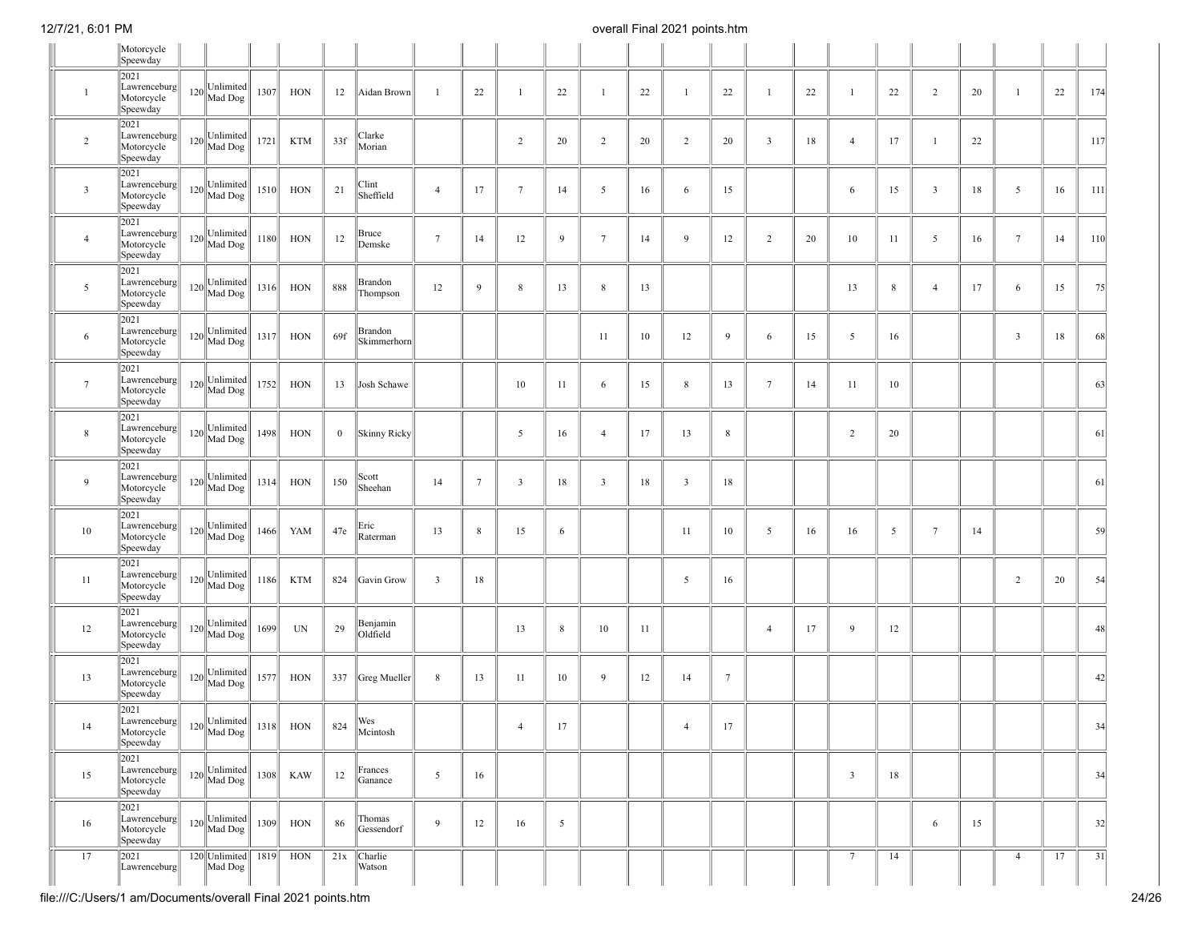| | Motorcycle Speedway | | | | | | | | | | | | | | | | | | | | | | | |
|---|---|---|---|---|---|---|---|---|---|---|---|---|---|---|---|---|---|---|---|---|---|---|---|---|
| 1 | 2021 Lawrenceburg Motorcycle Speedway | 120 | Unlimited Mad Dog | 1307 | HON | 12 | Aidan Brown | 1 | 22 | 1 | 22 | 1 | 22 | 1 | 22 | 1 | 22 | 1 | 22 | 2 | 20 | 1 | 22 | 174 |
| 2 | 2021 Lawrenceburg Motorcycle Speedway | 120 | Unlimited Mad Dog | 1721 | KTM | 33f | Clarke Morian | | | 2 | 20 | 2 | 20 | 2 | 20 | 3 | 18 | 4 | 17 | 1 | 22 | | | 117 |
| 3 | 2021 Lawrenceburg Motorcycle Speedway | 120 | Unlimited Mad Dog | 1510 | HON | 21 | Clint Sheffield | 4 | 17 | 7 | 14 | 5 | 16 | 6 | 15 | | | 6 | 15 | 3 | 18 | 5 | 16 | 111 |
| 4 | 2021 Lawrenceburg Motorcycle Speedway | 120 | Unlimited Mad Dog | 1180 | HON | 12 | Bruce Demske | 7 | 14 | 12 | 9 | 7 | 14 | 9 | 12 | 2 | 20 | 10 | 11 | 5 | 16 | 7 | 14 | 110 |
| 5 | 2021 Lawrenceburg Motorcycle Speedway | 120 | Unlimited Mad Dog | 1316 | HON | 888 | Brandon Thompson | 12 | 9 | 8 | 13 | 8 | 13 | | | | | 13 | 8 | 4 | 17 | 6 | 15 | 75 |
| 6 | 2021 Lawrenceburg Motorcycle Speedway | 120 | Unlimited Mad Dog | 1317 | HON | 69f | Brandon Skimmerhorn | | | | | 11 | 10 | 12 | 9 | 6 | 15 | 5 | 16 | | | 3 | 18 | 68 |
| 7 | 2021 Lawrenceburg Motorcycle Speedway | 120 | Unlimited Mad Dog | 1752 | HON | 13 | Josh Schawe | | | 10 | 11 | 6 | 15 | 8 | 13 | 7 | 14 | 11 | 10 | | | | | 63 |
| 8 | 2021 Lawrenceburg Motorcycle Speedway | 120 | Unlimited Mad Dog | 1498 | HON | 0 | Skinny Ricky | | | 5 | 16 | 4 | 17 | 13 | 8 | | | 2 | 20 | | | | | 61 |
| 9 | 2021 Lawrenceburg Motorcycle Speedway | 120 | Unlimited Mad Dog | 1314 | HON | 150 | Scott Sheehan | 14 | 7 | 3 | 18 | 3 | 18 | 3 | 18 | | | | | | | | | 61 |
| 10 | 2021 Lawrenceburg Motorcycle Speedway | 120 | Unlimited Mad Dog | 1466 | YAM | 47e | Eric Raterman | 13 | 8 | 15 | 6 | | | 11 | 10 | 5 | 16 | 16 | 5 | 7 | 14 | | | 59 |
| 11 | 2021 Lawrenceburg Motorcycle Speedway | 120 | Unlimited Mad Dog | 1186 | KTM | 824 | Gavin Grow | 3 | 18 | | | | | 5 | 16 | | | | | | | 2 | 20 | 54 |
| 12 | 2021 Lawrenceburg Motorcycle Speedway | 120 | Unlimited Mad Dog | 1699 | UN | 29 | Benjamin Oldfield | | | 13 | 8 | 10 | 11 | | | 4 | 17 | 9 | 12 | | | | | 48 |
| 13 | 2021 Lawrenceburg Motorcycle Speedway | 120 | Unlimited Mad Dog | 1577 | HON | 337 | Greg Mueller | 8 | 13 | 11 | 10 | 9 | 12 | 14 | 7 | | | | | | | | | 42 |
| 14 | 2021 Lawrenceburg Motorcycle Speedway | 120 | Unlimited Mad Dog | 1318 | HON | 824 | Wes Mcintosh | | | 4 | 17 | | | 4 | 17 | | | | | | | | | 34 |
| 15 | 2021 Lawrenceburg Motorcycle Speedway | 120 | Unlimited Mad Dog | 1308 | KAW | 12 | Frances Ganance | 5 | 16 | | | | | | | | | 3 | 18 | | | | | 34 |
| 16 | 2021 Lawrenceburg Motorcycle Speedway | 120 | Unlimited Mad Dog | 1309 | HON | 86 | Thomas Gessendorf | 9 | 12 | 16 | 5 | | | | | | | | | 6 | 15 | | | 32 |
| 17 | 2021 Lawrenceburg | 120 | Unlimited Mad Dog | 1819 | HON | 21x | Charlie Watson | | | | | | | | | | | 7 | 14 | | | 4 | 17 | 31 |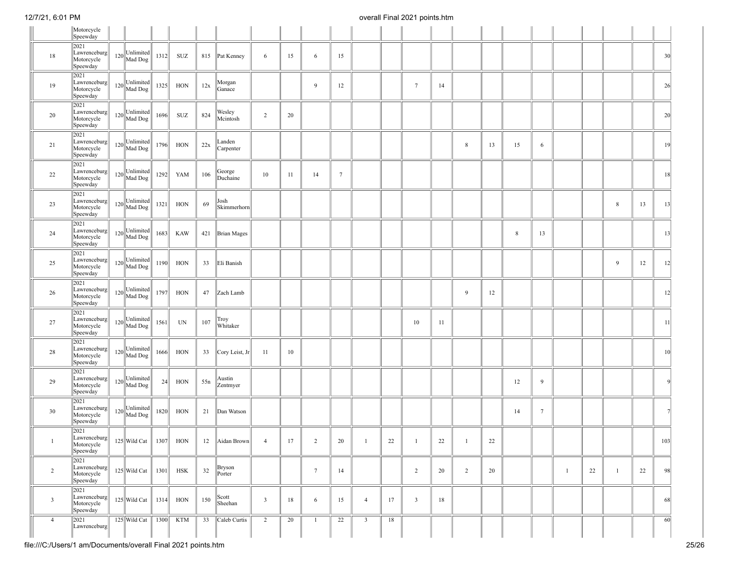| | | | | | | | | | | | | | | | | | | | | | | | | |
|---|---|---|---|---|---|---|---|---|---|---|---|---|---|---|---|---|---|---|---|---|---|---|---|---|
| | Motorcycle Speeway | | | | | | | | | | | | | | | | | | | | | | | |
| 18 | 2021 Lawrenceburg Motorcycle Speeway | 120 | Unlimited Mad Dog | 1312 | SUZ | 815 | Pat Kenney | 6 | 15 | 6 | 15 | | | | | | | | | | | | | 30 |
| 19 | 2021 Lawrenceburg Motorcycle Speeway | 120 | Unlimited Mad Dog | 1325 | HON | 12x | Morgan Ganace | | | 9 | 12 | | | 7 | 14 | | | | | | | | | 26 |
| 20 | 2021 Lawrenceburg Motorcycle Speeway | 120 | Unlimited Mad Dog | 1696 | SUZ | 824 | Wesley Mcintosh | 2 | 20 | | | | | | | | | | | | | | | 20 |
| 21 | 2021 Lawrenceburg Motorcycle Speeway | 120 | Unlimited Mad Dog | 1796 | HON | 22x | Landen Carpenter | | | | | | | | | 8 | 13 | 15 | 6 | | | | | 19 |
| 22 | 2021 Lawrenceburg Motorcycle Speeway | 120 | Unlimited Mad Dog | 1292 | YAM | 106 | George Duchaine | 10 | 11 | 14 | 7 | | | | | | | | | | | | | 18 |
| 23 | 2021 Lawrenceburg Motorcycle Speeway | 120 | Unlimited Mad Dog | 1321 | HON | 69 | Josh Skimmerhorn | | | | | | | | | | | | | | | 8 | 13 | 13 |
| 24 | 2021 Lawrenceburg Motorcycle Speeway | 120 | Unlimited Mad Dog | 1683 | KAW | 421 | Brian Mages | | | | | | | | | | | 8 | 13 | | | | | 13 |
| 25 | 2021 Lawrenceburg Motorcycle Speeway | 120 | Unlimited Mad Dog | 1190 | HON | 33 | Eli Banish | | | | | | | | | | | | | | | 9 | 12 | 12 |
| 26 | 2021 Lawrenceburg Motorcycle Speeway | 120 | Unlimited Mad Dog | 1797 | HON | 47 | Zach Lamb | | | | | | | | | 9 | 12 | | | | | | | 12 |
| 27 | 2021 Lawrenceburg Motorcycle Speeway | 120 | Unlimited Mad Dog | 1561 | UN | 107 | Troy Whitaker | | | | | | | 10 | 11 | | | | | | | | | 11 |
| 28 | 2021 Lawrenceburg Motorcycle Speeway | 120 | Unlimited Mad Dog | 1666 | HON | 33 | Cory Leist, Jr | 11 | 10 | | | | | | | | | | | | | | | 10 |
| 29 | 2021 Lawrenceburg Motorcycle Speeway | 120 | Unlimited Mad Dog | 24 | HON | 55n | Austin Zentmyer | | | | | | | | | | | 12 | 9 | | | | | 9 |
| 30 | 2021 Lawrenceburg Motorcycle Speeway | 120 | Unlimited Mad Dog | 1820 | HON | 21 | Dan Watson | | | | | | | | | | | 14 | 7 | | | | | 7 |
| 1 | 2021 Lawrenceburg Motorcycle Speeway | 125 | Wild Cat | 1307 | HON | 12 | Aidan Brown | 4 | 17 | 2 | 20 | 1 | 22 | 1 | 22 | 1 | 22 | | | | | | | 103 |
| 2 | 2021 Lawrenceburg Motorcycle Speeway | 125 | Wild Cat | 1301 | HSK | 32 | Bryson Porter | | | 7 | 14 | | | 2 | 20 | 2 | 20 | | | 1 | 22 | 1 | 22 | 98 |
| 3 | 2021 Lawrenceburg Motorcycle Speeway | 125 | Wild Cat | 1314 | HON | 150 | Scott Sheehan | 3 | 18 | 6 | 15 | 4 | 17 | 3 | 18 | | | | | | | | | 68 |
| 4 | 2021 Lawrenceburg | 125 | Wild Cat | 1300 | KTM | 33 | Caleb Curtis | 2 | 20 | 1 | 22 | 3 | 18 | | | | | | | | | | | 60 |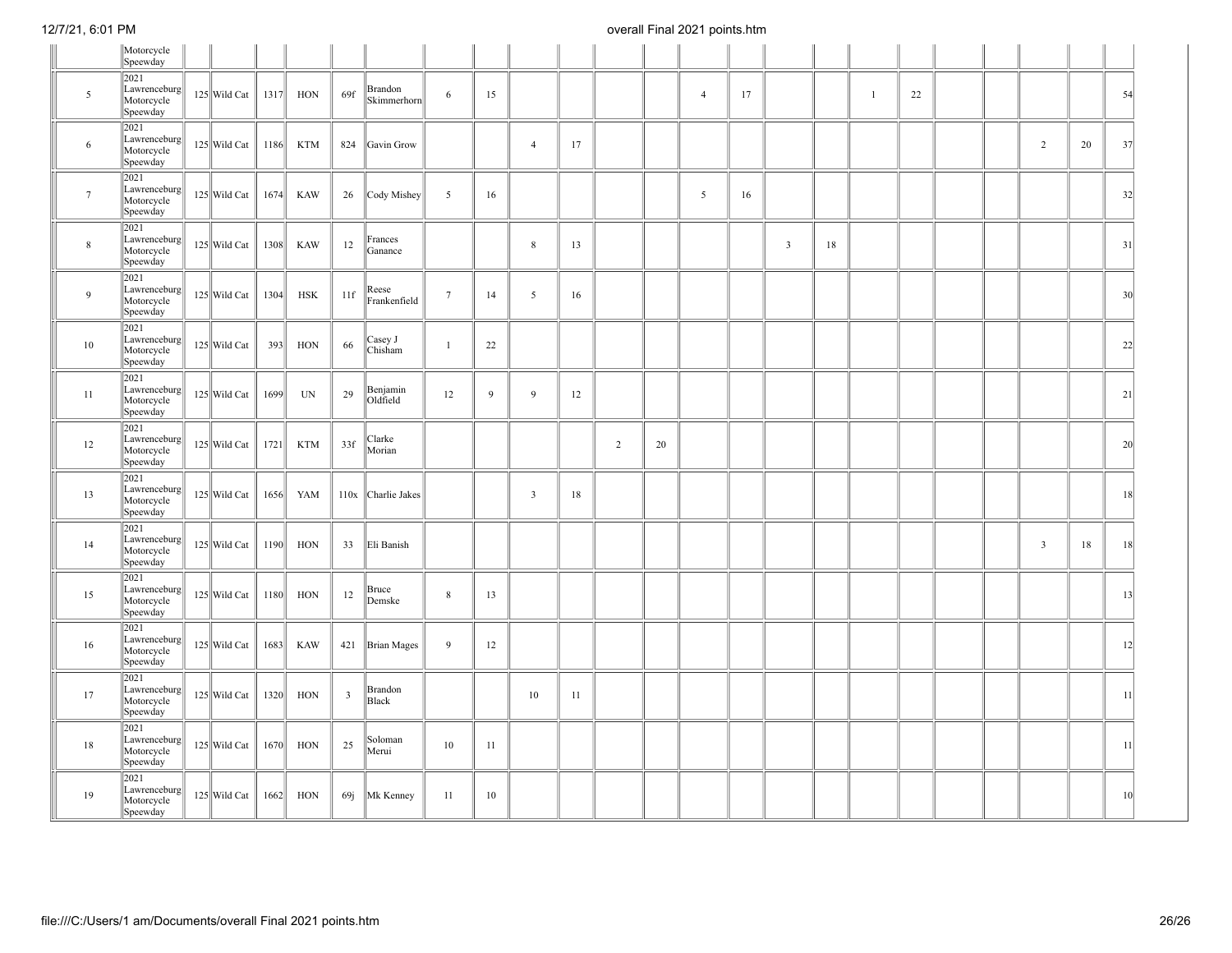| | | | | | | | | | | | | | | | | | | | | | | | | |
|---|---|---|---|---|---|---|---|---|---|---|---|---|---|---|---|---|---|---|---|---|---|---|---|---|
| | Motorcycle Speedway | | | | | | | | | | | | | | | | | | | | | | | |
| 5 | 2021 Lawrenceburg Motorcycle Speedway | 125 | Wild Cat | 1317 | HON | 69f | Brandon Skimmerhorn | 6 | 15 | | | | | 4 | 17 | | | 1 | 22 | | | | | 54 |
| 6 | 2021 Lawrenceburg Motorcycle Speedway | 125 | Wild Cat | 1186 | KTM | 824 | Gavin Grow | | | 4 | 17 | | | | | | | | | | | 2 | 20 | 37 |
| 7 | 2021 Lawrenceburg Motorcycle Speedway | 125 | Wild Cat | 1674 | KAW | 26 | Cody Mishey | 5 | 16 | | | | | 5 | 16 | | | | | | | | | 32 |
| 8 | 2021 Lawrenceburg Motorcycle Speedway | 125 | Wild Cat | 1308 | KAW | 12 | Frances Ganance | | | 8 | 13 | | | | | 3 | 18 | | | | | | | 31 |
| 9 | 2021 Lawrenceburg Motorcycle Speedway | 125 | Wild Cat | 1304 | HSK | 11f | Reese Frankenfield | 7 | 14 | 5 | 16 | | | | | | | | | | | | | 30 |
| 10 | 2021 Lawrenceburg Motorcycle Speedway | 125 | Wild Cat | 393 | HON | 66 | Casey J Chisham | 1 | 22 | | | | | | | | | | | | | | | 22 |
| 11 | 2021 Lawrenceburg Motorcycle Speedway | 125 | Wild Cat | 1699 | UN | 29 | Benjamin Oldfield | 12 | 9 | 9 | 12 | | | | | | | | | | | | | 21 |
| 12 | 2021 Lawrenceburg Motorcycle Speedway | 125 | Wild Cat | 1721 | KTM | 33f | Clarke Morian | | | | | 2 | 20 | | | | | | | | | | | 20 |
| 13 | 2021 Lawrenceburg Motorcycle Speedway | 125 | Wild Cat | 1656 | YAM | 110x | Charlie Jakes | | | 3 | 18 | | | | | | | | | | | | | 18 |
| 14 | 2021 Lawrenceburg Motorcycle Speedway | 125 | Wild Cat | 1190 | HON | 33 | Eli Banish | | | | | | | | | | | | | | | 3 | 18 | 18 |
| 15 | 2021 Lawrenceburg Motorcycle Speedway | 125 | Wild Cat | 1180 | HON | 12 | Bruce Demske | 8 | 13 | | | | | | | | | | | | | | | 13 |
| 16 | 2021 Lawrenceburg Motorcycle Speedway | 125 | Wild Cat | 1683 | KAW | 421 | Brian Mages | 9 | 12 | | | | | | | | | | | | | | | 12 |
| 17 | 2021 Lawrenceburg Motorcycle Speedway | 125 | Wild Cat | 1320 | HON | 3 | Brandon Black | | | 10 | 11 | | | | | | | | | | | | | 11 |
| 18 | 2021 Lawrenceburg Motorcycle Speedway | 125 | Wild Cat | 1670 | HON | 25 | Soloman Merui | 10 | 11 | | | | | | | | | | | | | | | 11 |
| 19 | 2021 Lawrenceburg Motorcycle Speedway | 125 | Wild Cat | 1662 | HON | 69j | Mk Kenney | 11 | 10 | | | | | | | | | | | | | | | 10 |